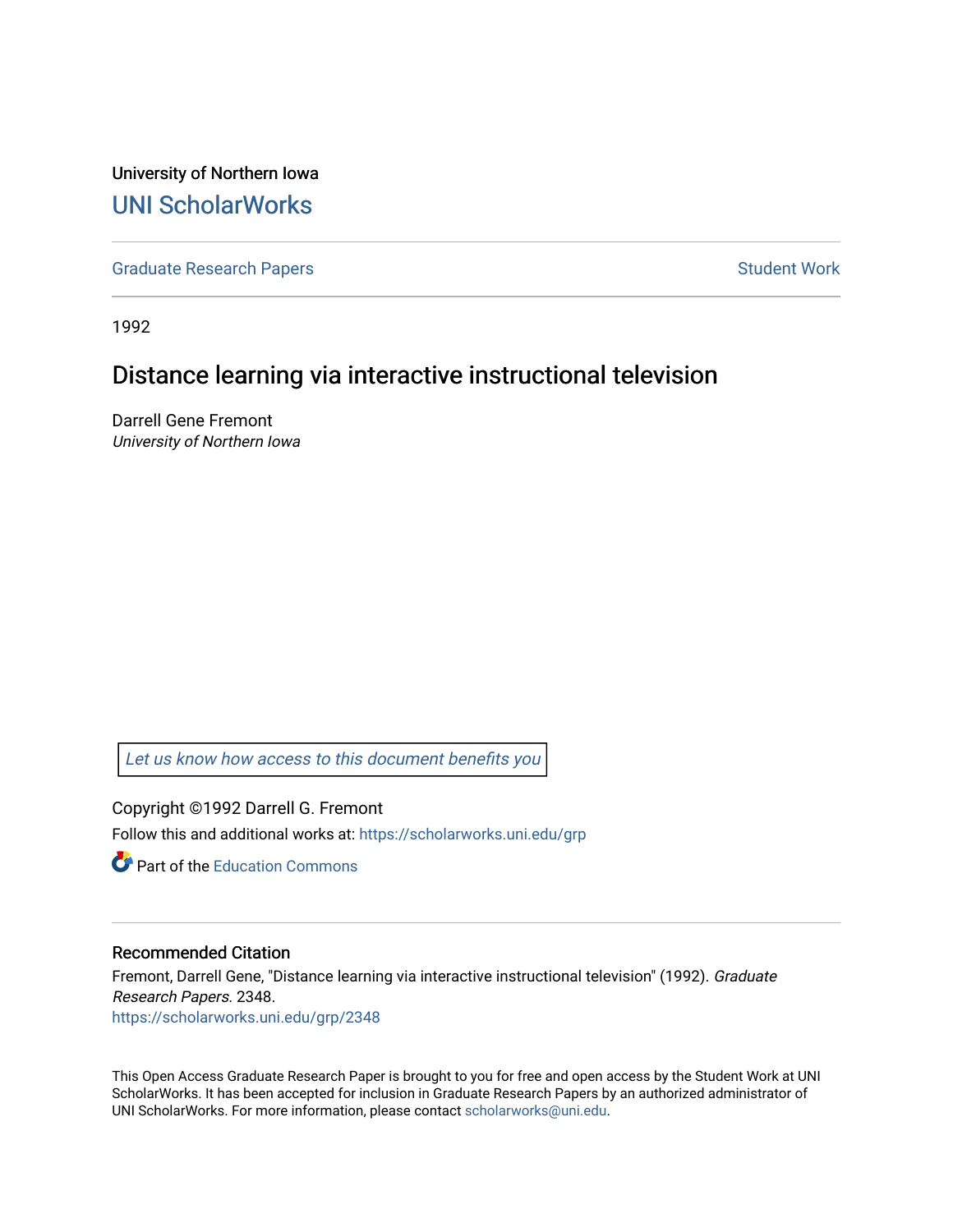University of Northern Iowa

# UNI ScholarWorks

Graduate Research Papers | Student Work

1992

## Distance learning via interactive instructional television

Darrell Gene Fremont
*University of Northern Iowa*

*Let us know how access to this document benefits you*

Copyright ©1992 Darrell G. Fremont

Follow this and additional works at: https://scholarworks.uni.edu/grp

Part of the Education Commons

### Recommended Citation

Fremont, Darrell Gene, "Distance learning via interactive instructional television" (1992). *Graduate Research Papers*. 2348.
https://scholarworks.uni.edu/grp/2348

This Open Access Graduate Research Paper is brought to you for free and open access by the Student Work at UNI ScholarWorks. It has been accepted for inclusion in Graduate Research Papers by an authorized administrator of UNI ScholarWorks. For more information, please contact scholarworks@uni.edu.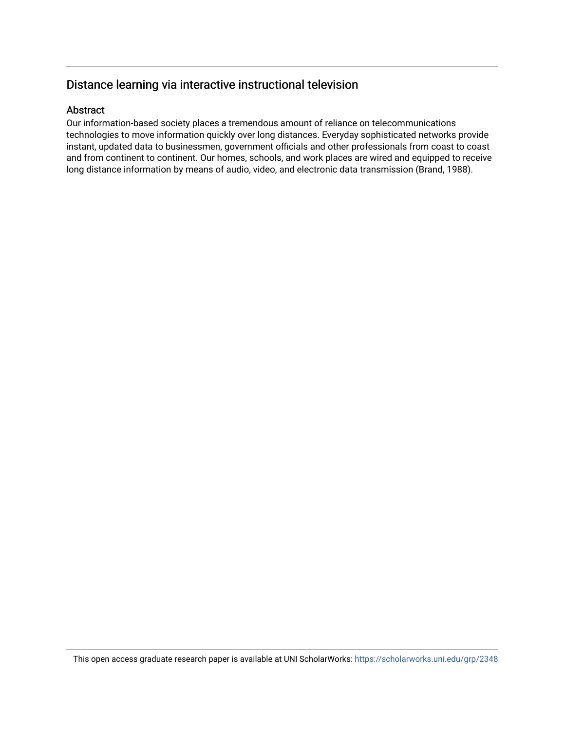## Distance learning via interactive instructional television

### Abstract

Our information-based society places a tremendous amount of reliance on telecommunications technologies to move information quickly over long distances. Everyday sophisticated networks provide instant, updated data to businessmen, government officials and other professionals from coast to coast and from continent to continent. Our homes, schools, and work places are wired and equipped to receive long distance information by means of audio, video, and electronic data transmission (Brand, 1988).

This open access graduate research paper is available at UNI ScholarWorks: https://scholarworks.uni.edu/grp/2348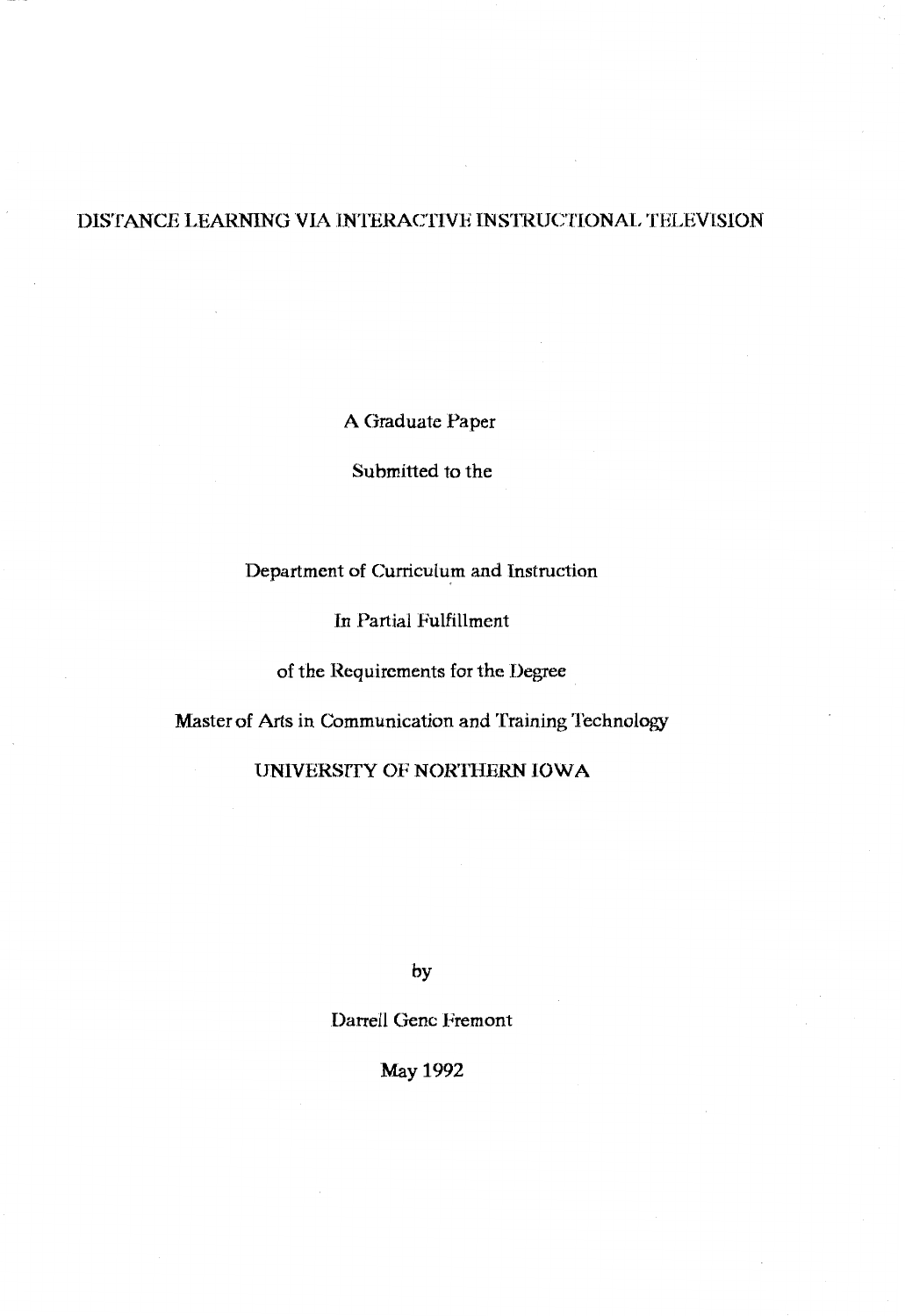# DISTANCE LEARNING VIA INTERACTIVE INSTRUCTIONAL TELEVISION

A Graduate Paper

Submitted to the

Department of Curriculum and Instruction

In Partial Fulfillment

of the Requirements for the Degree

Master of Arts in Communication and Training Technology

UNIVERSITY OF NORTHERN IOWA

by

Darrell Gene Fremont

May 1992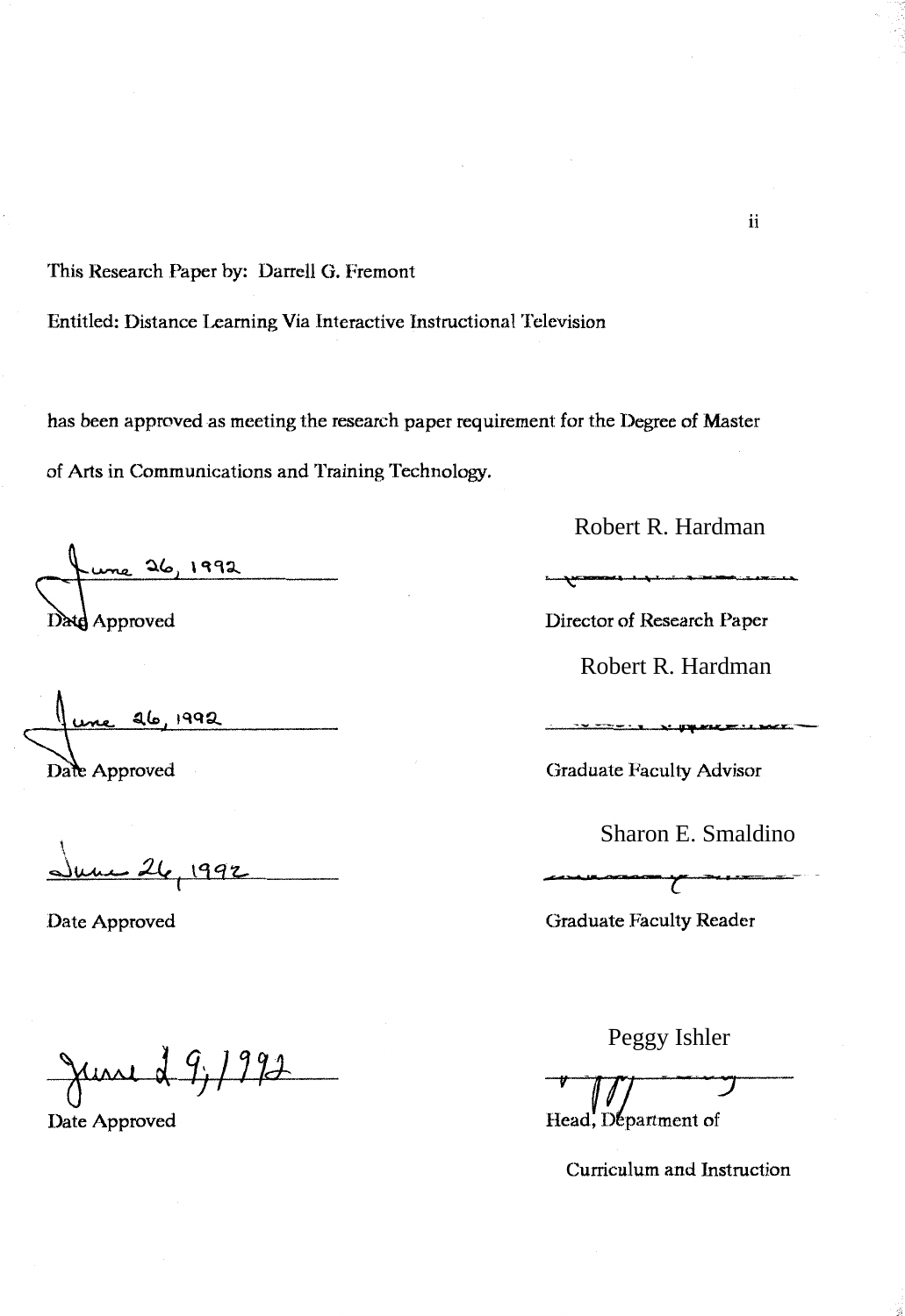This Research Paper by: Darrell G. Fremont

Entitled: Distance Learning Via Interactive Instructional Television

has been approved as meeting the research paper requirement for the Degree of Master of Arts in Communications and Training Technology.

June 26, 1992
Date Approved

Robert R. Hardman
Director of Research Paper

June 26, 1992
Date Approved

Robert R. Hardman
Graduate Faculty Advisor

June 26, 1992
Date Approved

Sharon E. Smaldino
Graduate Faculty Reader

June 29, 1992
Date Approved

Peggy Ishler
Head, Department of Curriculum and Instruction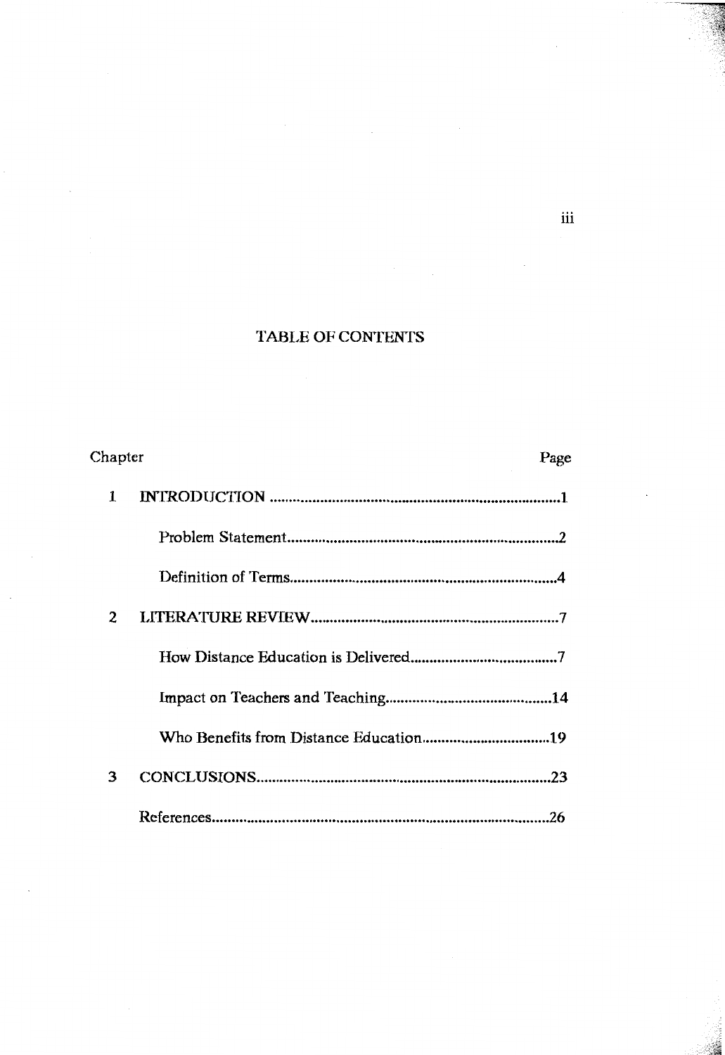# TABLE OF CONTENTS

| Chapter | | Page |
|---|---|---|
| 1 | INTRODUCTION | 1 |
| | Problem Statement | 2 |
| | Definition of Terms | 4 |
| 2 | LITERATURE REVIEW | 7 |
| | How Distance Education is Delivered | 7 |
| | Impact on Teachers and Teaching | 14 |
| | Who Benefits from Distance Education | 19 |
| 3 | CONCLUSIONS | 23 |
| | References | 26 |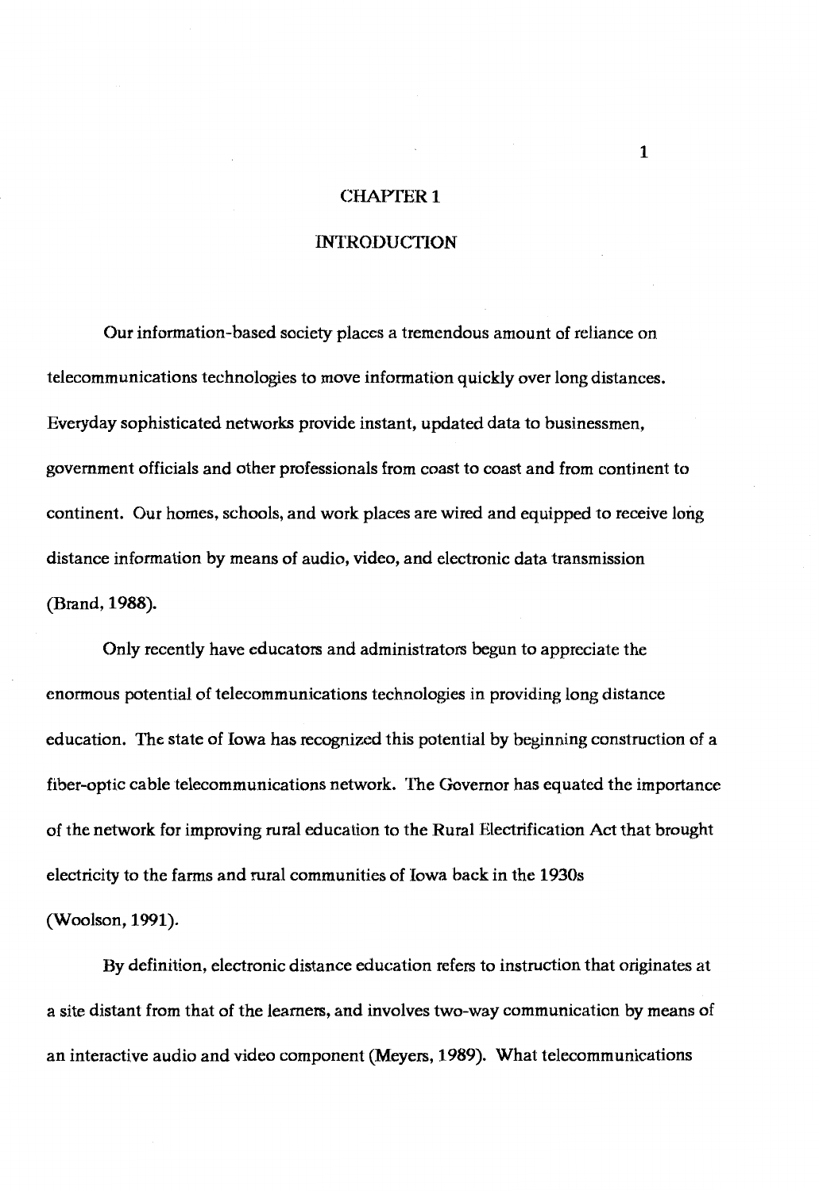# CHAPTER 1

## INTRODUCTION

Our information-based society places a tremendous amount of reliance on telecommunications technologies to move information quickly over long distances. Everyday sophisticated networks provide instant, updated data to businessmen, government officials and other professionals from coast to coast and from continent to continent. Our homes, schools, and work places are wired and equipped to receive long distance information by means of audio, video, and electronic data transmission (Brand, 1988).

Only recently have educators and administrators begun to appreciate the enormous potential of telecommunications technologies in providing long distance education. The state of Iowa has recognized this potential by beginning construction of a fiber-optic cable telecommunications network. The Governor has equated the importance of the network for improving rural education to the Rural Electrification Act that brought electricity to the farms and rural communities of Iowa back in the 1930s (Woolson, 1991).

By definition, electronic distance education refers to instruction that originates at a site distant from that of the learners, and involves two-way communication by means of an interactive audio and video component (Meyers, 1989). What telecommunications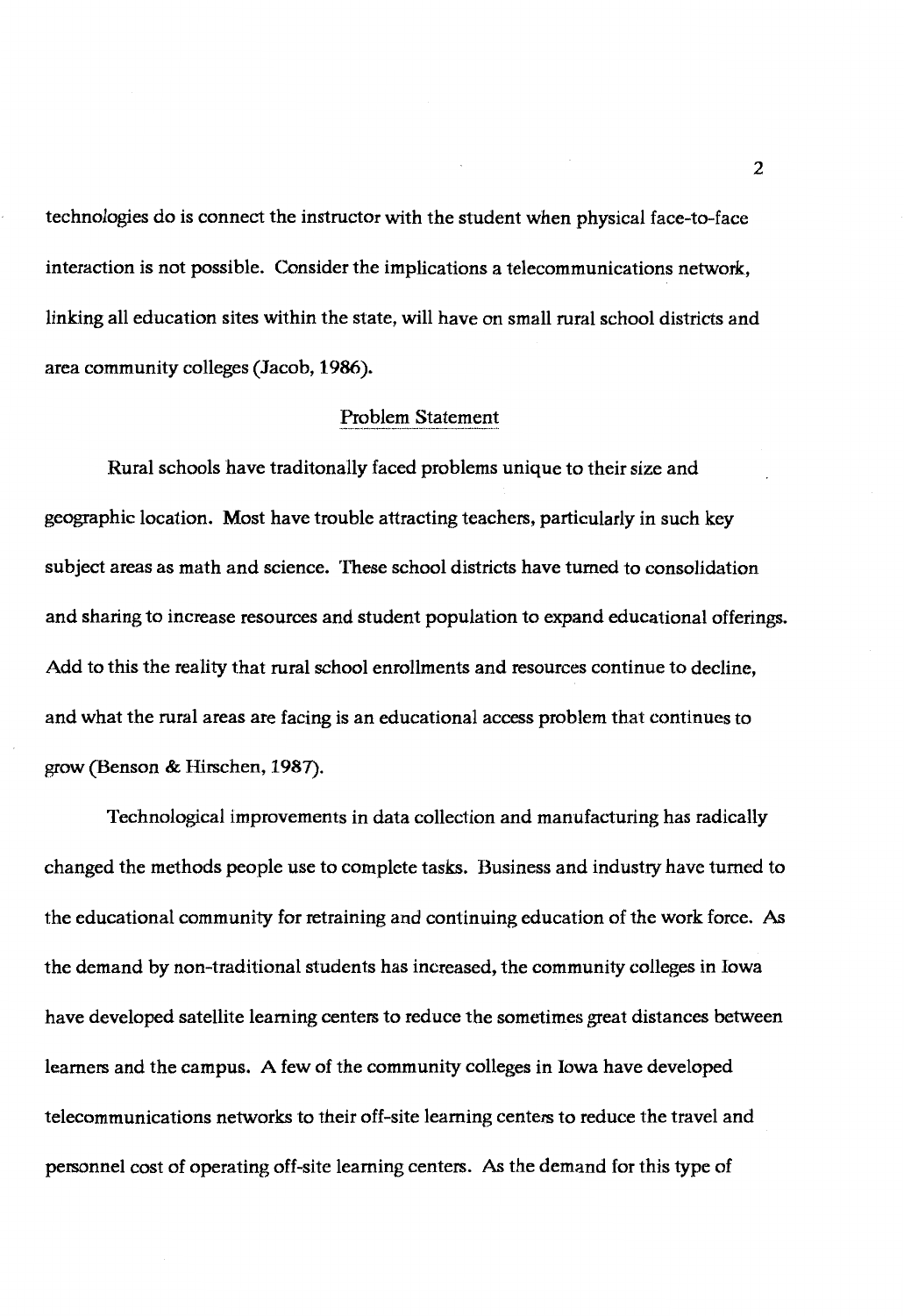technologies do is connect the instructor with the student when physical face-to-face interaction is not possible. Consider the implications a telecommunications network, linking all education sites within the state, will have on small rural school districts and area community colleges (Jacob, 1986).

## Problem Statement

Rural schools have traditonally faced problems unique to their size and geographic location. Most have trouble attracting teachers, particularly in such key subject areas as math and science. These school districts have turned to consolidation and sharing to increase resources and student population to expand educational offerings. Add to this the reality that rural school enrollments and resources continue to decline, and what the rural areas are facing is an educational access problem that continues to grow (Benson & Hirschen, 1987).

Technological improvements in data collection and manufacturing has radically changed the methods people use to complete tasks. Business and industry have turned to the educational community for retraining and continuing education of the work force. As the demand by non-traditional students has increased, the community colleges in Iowa have developed satellite learning centers to reduce the sometimes great distances between learners and the campus. A few of the community colleges in Iowa have developed telecommunications networks to their off-site learning centers to reduce the travel and personnel cost of operating off-site learning centers. As the demand for this type of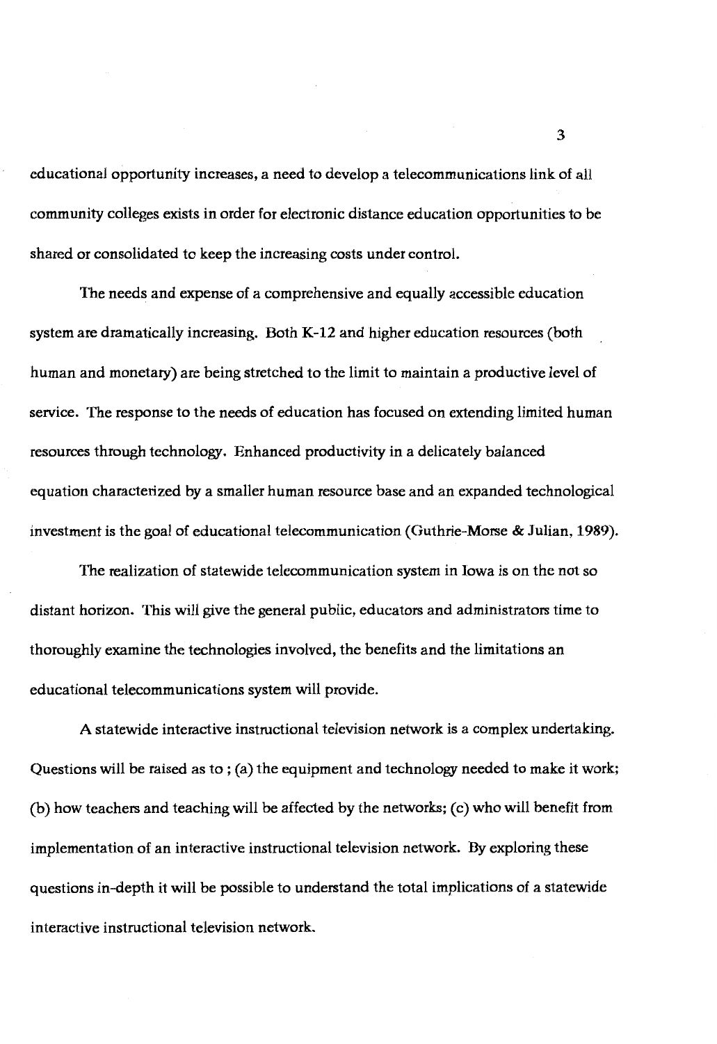educational opportunity increases, a need to develop a telecommunications link of all community colleges exists in order for electronic distance education opportunities to be shared or consolidated to keep the increasing costs under control.

The needs and expense of a comprehensive and equally accessible education system are dramatically increasing. Both K-12 and higher education resources (both human and monetary) are being stretched to the limit to maintain a productive level of service. The response to the needs of education has focused on extending limited human resources through technology. Enhanced productivity in a delicately balanced equation characterized by a smaller human resource base and an expanded technological investment is the goal of educational telecommunication (Guthrie-Morse & Julian, 1989).

The realization of statewide telecommunication system in Iowa is on the not so distant horizon. This will give the general public, educators and administrators time to thoroughly examine the technologies involved, the benefits and the limitations an educational telecommunications system will provide.

A statewide interactive instructional television network is a complex undertaking. Questions will be raised as to ; (a) the equipment and technology needed to make it work; (b) how teachers and teaching will be affected by the networks; (c) who will benefit from implementation of an interactive instructional television network. By exploring these questions in-depth it will be possible to understand the total implications of a statewide interactive instructional television network.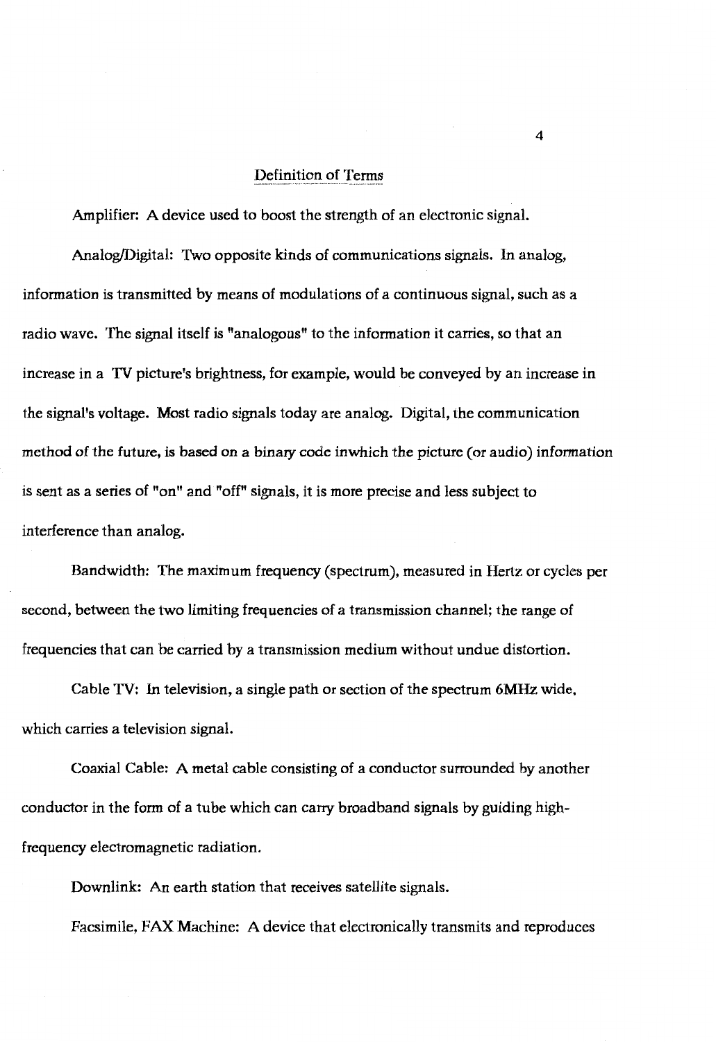## Definition of Terms

Amplifier: A device used to boost the strength of an electronic signal.

Analog/Digital: Two opposite kinds of communications signals. In analog, information is transmitted by means of modulations of a continuous signal, such as a radio wave. The signal itself is "analogous" to the information it carries, so that an increase in a TV picture's brightness, for example, would be conveyed by an increase in the signal's voltage. Most radio signals today are analog. Digital, the communication method of the future, is based on a binary code inwhich the picture (or audio) information is sent as a series of "on" and "off" signals, it is more precise and less subject to interference than analog.

Bandwidth: The maximum frequency (spectrum), measured in Hertz or cycles per second, between the two limiting frequencies of a transmission channel; the range of frequencies that can be carried by a transmission medium without undue distortion.

Cable TV: In television, a single path or section of the spectrum 6MHz wide, which carries a television signal.

Coaxial Cable: A metal cable consisting of a conductor surrounded by another conductor in the form of a tube which can carry broadband signals by guiding high-frequency electromagnetic radiation.

Downlink: An earth station that receives satellite signals.

Facsimile, FAX Machine: A device that electronically transmits and reproduces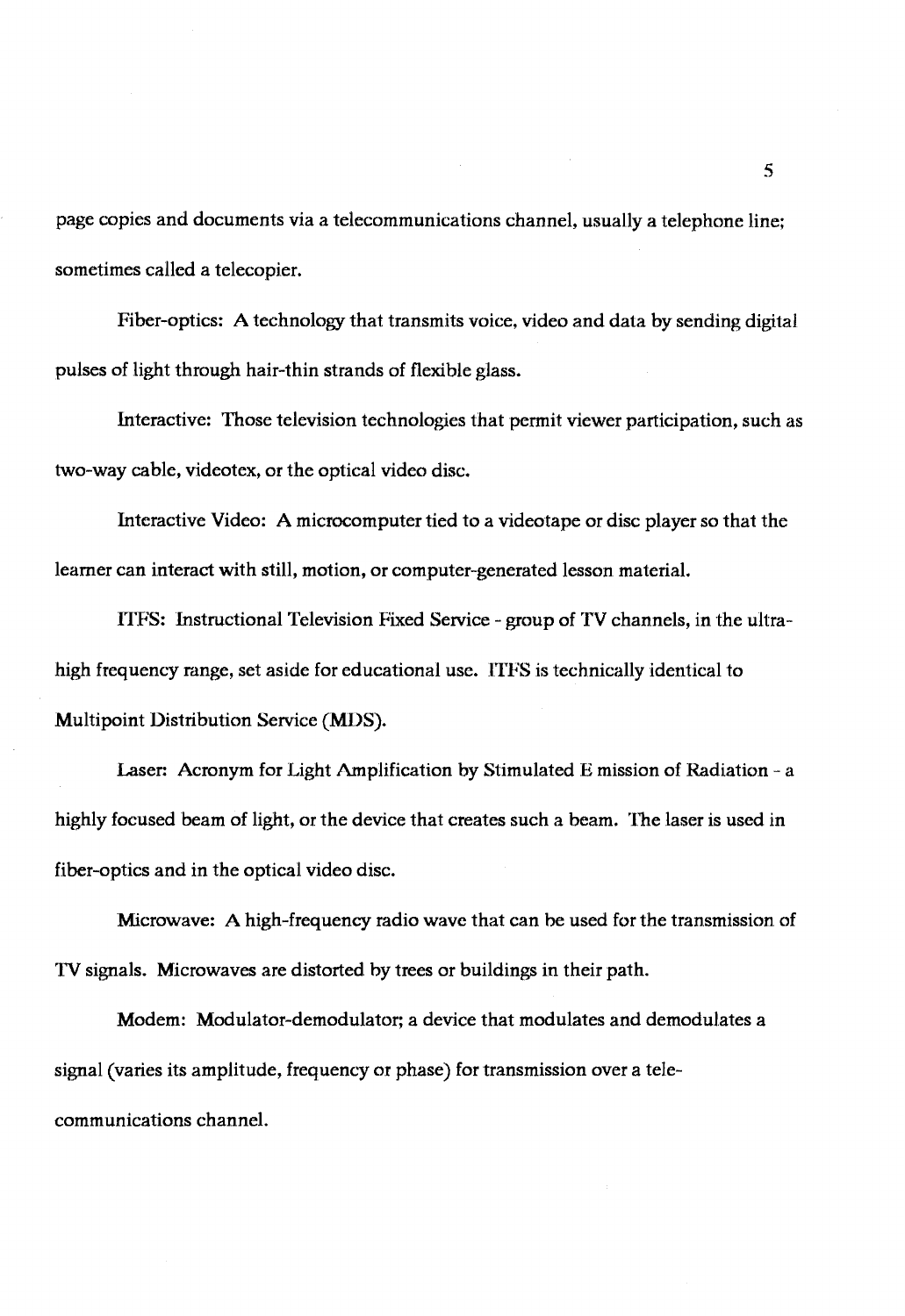page copies and documents via a telecommunications channel, usually a telephone line; sometimes called a telecopier.

Fiber-optics: A technology that transmits voice, video and data by sending digital pulses of light through hair-thin strands of flexible glass.

Interactive: Those television technologies that permit viewer participation, such as two-way cable, videotex, or the optical video disc.

Interactive Video: A microcomputer tied to a videotape or disc player so that the learner can interact with still, motion, or computer-generated lesson material.

ITFS: Instructional Television Fixed Service - group of TV channels, in the ultra-high frequency range, set aside for educational use. ITFS is technically identical to Multipoint Distribution Service (MDS).

Laser: Acronym for Light Amplification by Stimulated E mission of Radiation - a highly focused beam of light, or the device that creates such a beam. The laser is used in fiber-optics and in the optical video disc.

Microwave: A high-frequency radio wave that can be used for the transmission of TV signals. Microwaves are distorted by trees or buildings in their path.

Modem: Modulator-demodulator; a device that modulates and demodulates a signal (varies its amplitude, frequency or phase) for transmission over a tele-communications channel.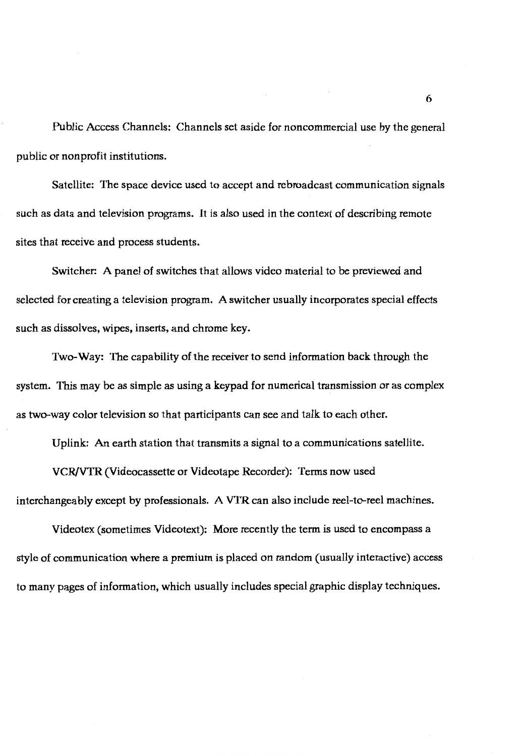Public Access Channels: Channels set aside for noncommercial use by the general public or nonprofit institutions.

Satellite: The space device used to accept and rebroadcast communication signals such as data and television programs. It is also used in the context of describing remote sites that receive and process students.

Switcher: A panel of switches that allows video material to be previewed and selected for creating a television program. A switcher usually incorporates special effects such as dissolves, wipes, inserts, and chrome key.

Two-Way: The capability of the receiver to send information back through the system. This may be as simple as using a keypad for numerical transmission or as complex as two-way color television so that participants can see and talk to each other.

Uplink: An earth station that transmits a signal to a communications satellite.

VCR/VTR (Videocassette or Videotape Recorder): Terms now used interchangeably except by professionals. A VTR can also include reel-to-reel machines.

Videotex (sometimes Videotext): More recently the term is used to encompass a style of communication where a premium is placed on random (usually interactive) access to many pages of information, which usually includes special graphic display techniques.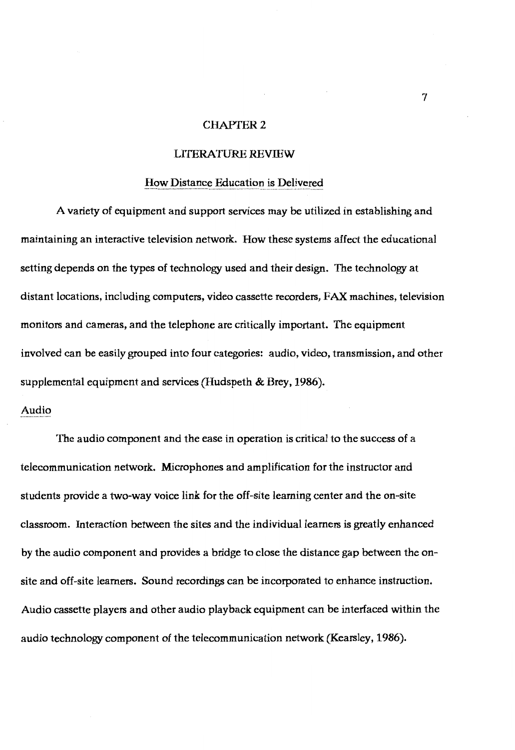# CHAPTER 2

# LITERATURE REVIEW

## How Distance Education is Delivered

A variety of equipment and support services may be utilized in establishing and maintaining an interactive television network. How these systems affect the educational setting depends on the types of technology used and their design. The technology at distant locations, including computers, video cassette recorders, FAX machines, television monitors and cameras, and the telephone are critically important. The equipment involved can be easily grouped into four categories: audio, video, transmission, and other supplemental equipment and services (Hudspeth & Brey, 1986).

### Audio

The audio component and the ease in operation is critical to the success of a telecommunication network. Microphones and amplification for the instructor and students provide a two-way voice link for the off-site learning center and the on-site classroom. Interaction between the sites and the individual learners is greatly enhanced by the audio component and provides a bridge to close the distance gap between the on-site and off-site learners. Sound recordings can be incorporated to enhance instruction. Audio cassette players and other audio playback equipment can be interfaced within the audio technology component of the telecommunication network (Kearsley, 1986).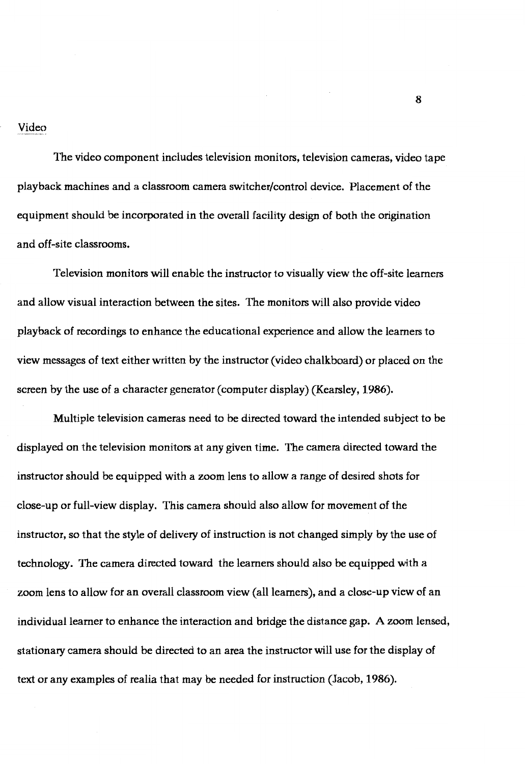## Video

The video component includes television monitors, television cameras, video tape playback machines and a classroom camera switcher/control device. Placement of the equipment should be incorporated in the overall facility design of both the origination and off-site classrooms.

Television monitors will enable the instructor to visually view the off-site learners and allow visual interaction between the sites. The monitors will also provide video playback of recordings to enhance the educational experience and allow the learners to view messages of text either written by the instructor (video chalkboard) or placed on the screen by the use of a character generator (computer display) (Kearsley, 1986).

Multiple television cameras need to be directed toward the intended subject to be displayed on the television monitors at any given time. The camera directed toward the instructor should be equipped with a zoom lens to allow a range of desired shots for close-up or full-view display. This camera should also allow for movement of the instructor, so that the style of delivery of instruction is not changed simply by the use of technology. The camera directed toward the learners should also be equipped with a zoom lens to allow for an overall classroom view (all learners), and a close-up view of an individual learner to enhance the interaction and bridge the distance gap. A zoom lensed, stationary camera should be directed to an area the instructor will use for the display of text or any examples of realia that may be needed for instruction (Jacob, 1986).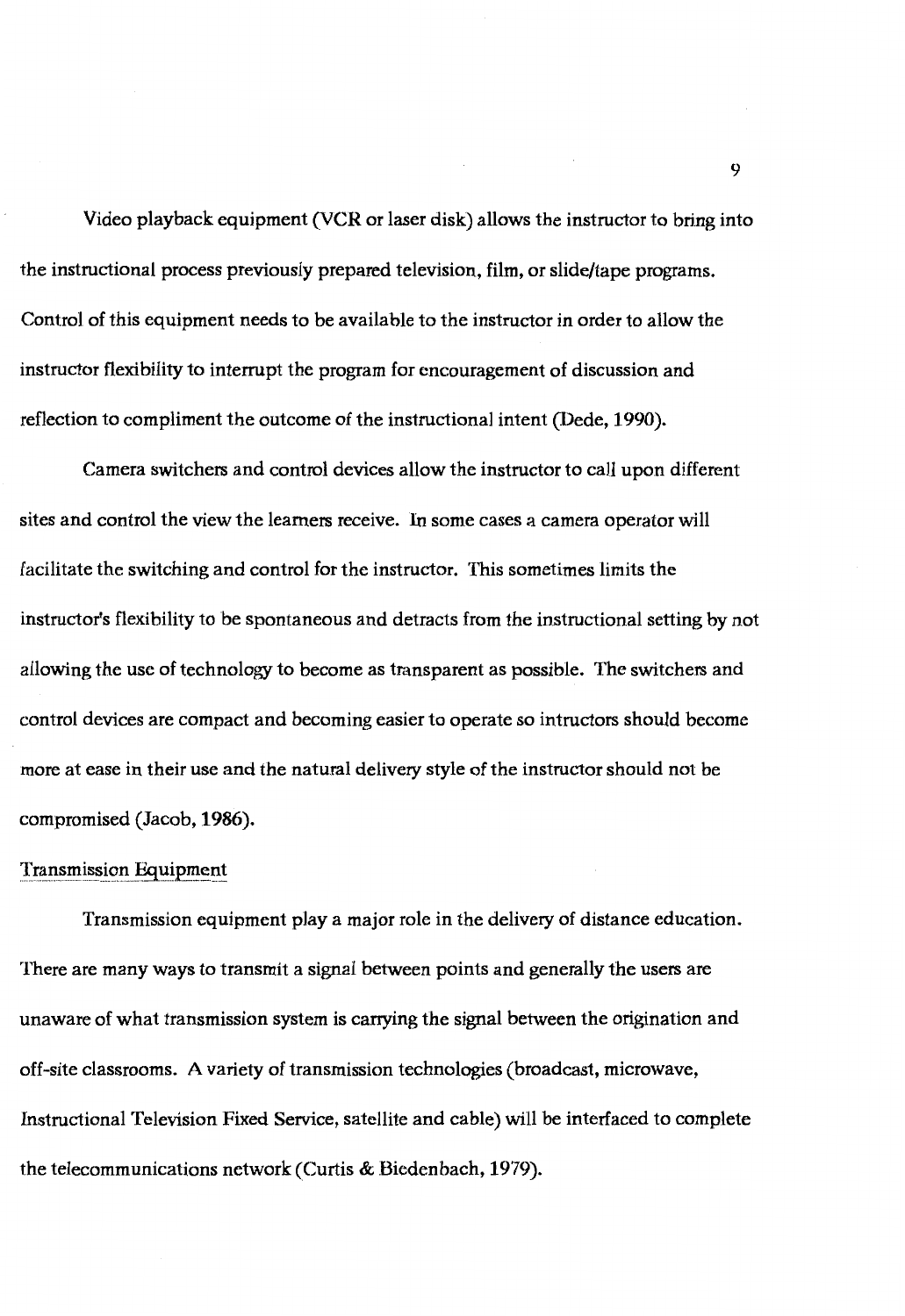Video playback equipment (VCR or laser disk) allows the instructor to bring into the instructional process previously prepared television, film, or slide/tape programs. Control of this equipment needs to be available to the instructor in order to allow the instructor flexibility to interrupt the program for encouragement of discussion and reflection to compliment the outcome of the instructional intent (Dede, 1990).

Camera switchers and control devices allow the instructor to call upon different sites and control the view the learners receive. In some cases a camera operator will facilitate the switching and control for the instructor. This sometimes limits the instructor's flexibility to be spontaneous and detracts from the instructional setting by not allowing the use of technology to become as transparent as possible. The switchers and control devices are compact and becoming easier to operate so intructors should become more at ease in their use and the natural delivery style of the instructor should not be compromised (Jacob, 1986).

Transmission Equipment

Transmission equipment play a major role in the delivery of distance education. There are many ways to transmit a signal between points and generally the users are unaware of what transmission system is carrying the signal between the origination and off-site classrooms. A variety of transmission technologies (broadcast, microwave, Instructional Television Fixed Service, satellite and cable) will be interfaced to complete the telecommunications network (Curtis & Biedenbach, 1979).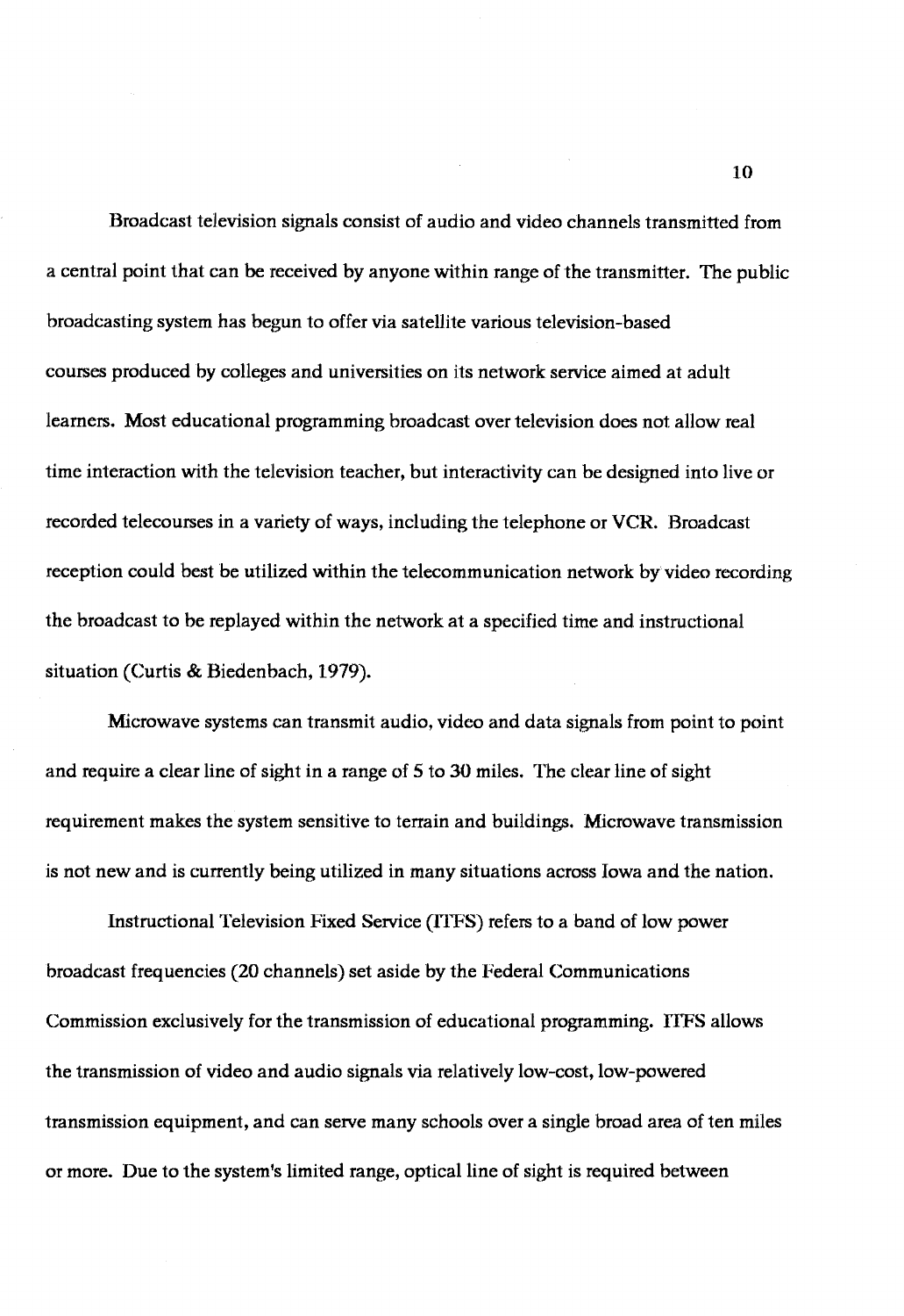Broadcast television signals consist of audio and video channels transmitted from a central point that can be received by anyone within range of the transmitter. The public broadcasting system has begun to offer via satellite various television-based courses produced by colleges and universities on its network service aimed at adult learners. Most educational programming broadcast over television does not allow real time interaction with the television teacher, but interactivity can be designed into live or recorded telecourses in a variety of ways, including the telephone or VCR. Broadcast reception could best be utilized within the telecommunication network by video recording the broadcast to be replayed within the network at a specified time and instructional situation (Curtis & Biedenbach, 1979).

Microwave systems can transmit audio, video and data signals from point to point and require a clear line of sight in a range of 5 to 30 miles. The clear line of sight requirement makes the system sensitive to terrain and buildings. Microwave transmission is not new and is currently being utilized in many situations across Iowa and the nation.

Instructional Television Fixed Service (ITFS) refers to a band of low power broadcast frequencies (20 channels) set aside by the Federal Communications Commission exclusively for the transmission of educational programming. ITFS allows the transmission of video and audio signals via relatively low-cost, low-powered transmission equipment, and can serve many schools over a single broad area of ten miles or more. Due to the system's limited range, optical line of sight is required between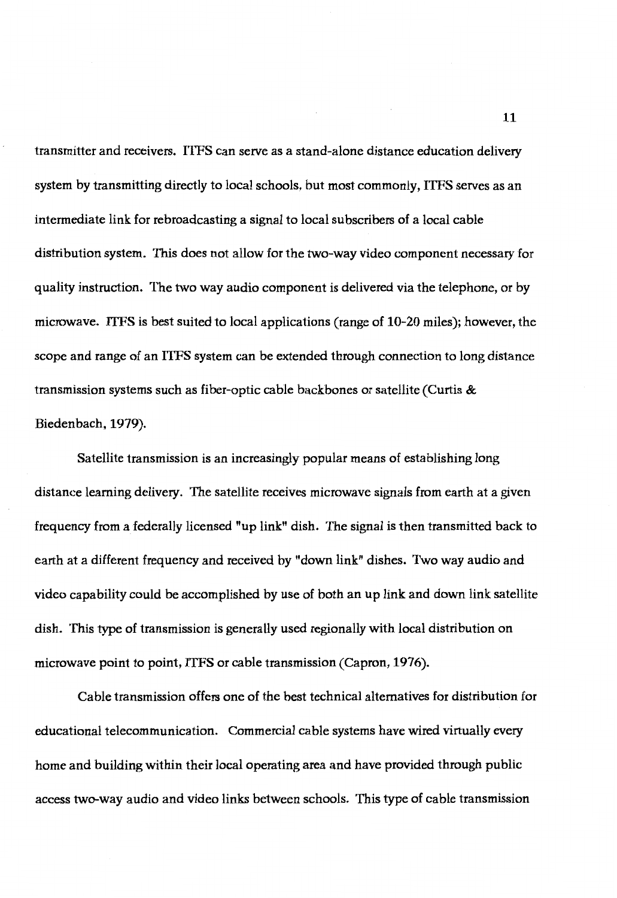transmitter and receivers. ITFS can serve as a stand-alone distance education delivery system by transmitting directly to local schools, but most commonly, ITFS serves as an intermediate link for rebroadcasting a signal to local subscribers of a local cable distribution system. This does not allow for the two-way video component necessary for quality instruction. The two way audio component is delivered via the telephone, or by microwave. ITFS is best suited to local applications (range of 10-20 miles); however, the scope and range of an ITFS system can be extended through connection to long distance transmission systems such as fiber-optic cable backbones or satellite (Curtis & Biedenbach, 1979).

Satellite transmission is an increasingly popular means of establishing long distance learning delivery. The satellite receives microwave signals from earth at a given frequency from a federally licensed "up link" dish. The signal is then transmitted back to earth at a different frequency and received by "down link" dishes. Two way audio and video capability could be accomplished by use of both an up link and down link satellite dish. This type of transmission is generally used regionally with local distribution on microwave point to point, ITFS or cable transmission (Capron, 1976).

Cable transmission offers one of the best technical alternatives for distribution for educational telecommunication. Commercial cable systems have wired virtually every home and building within their local operating area and have provided through public access two-way audio and video links between schools. This type of cable transmission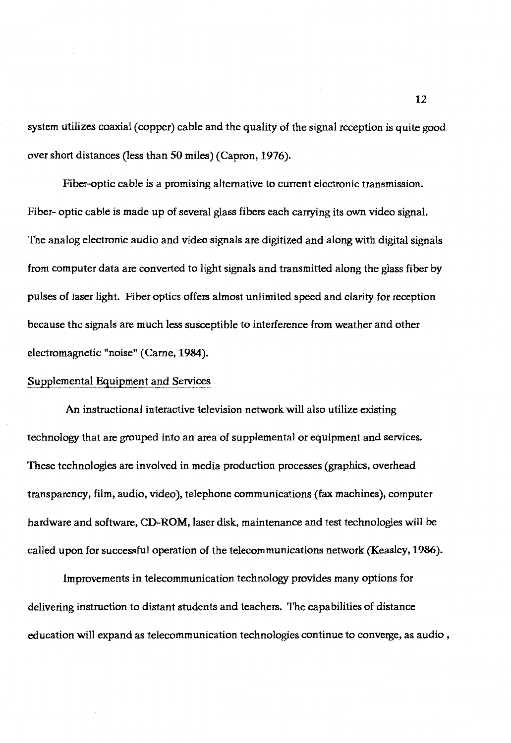system utilizes coaxial (copper) cable and the quality of the signal reception is quite good over short distances (less than 50 miles) (Capron, 1976).

Fiber-optic cable is a promising alternative to current electronic transmission. Fiber- optic cable is made up of several glass fibers each carrying its own video signal. The analog electronic audio and video signals are digitized and along with digital signals from computer data are converted to light signals and transmitted along the glass fiber by pulses of laser light. Fiber optics offers almost unlimited speed and clarity for reception because the signals are much less susceptible to interference from weather and other electromagnetic "noise" (Carne, 1984).

<u>Supplemental Equipment and Services</u>

An instructional interactive television network will also utilize existing technology that are grouped into an area of supplemental or equipment and services. These technologies are involved in media production processes (graphics, overhead transparency, film, audio, video), telephone communications (fax machines), computer hardware and software, CD-ROM, laser disk, maintenance and test technologies will be called upon for successful operation of the telecommunications network (Keasley, 1986).

Improvements in telecommunication technology provides many options for delivering instruction to distant students and teachers. The capabilities of distance education will expand as telecommunication technologies continue to converge, as audio ,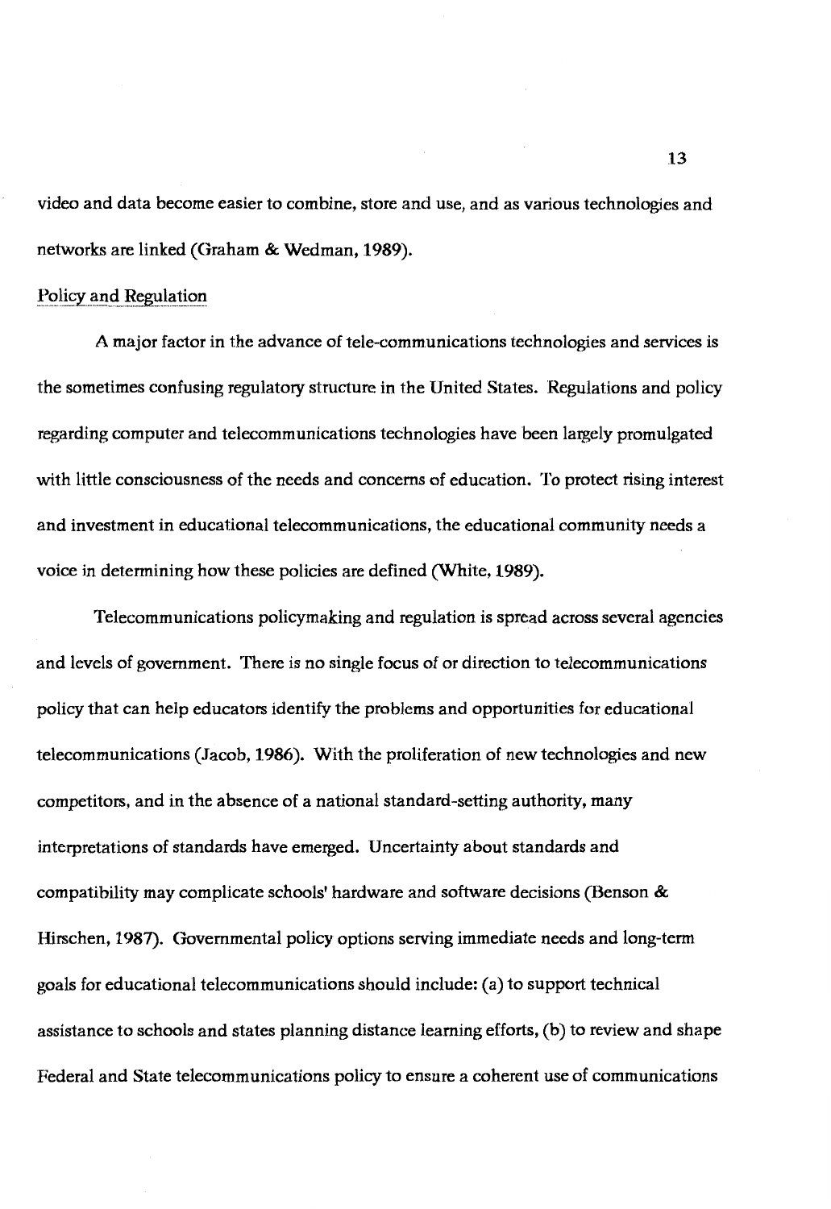video and data become easier to combine, store and use, and as various technologies and networks are linked (Graham & Wedman, 1989).

## Policy and Regulation

A major factor in the advance of tele-communications technologies and services is the sometimes confusing regulatory structure in the United States. Regulations and policy regarding computer and telecommunications technologies have been largely promulgated with little consciousness of the needs and concerns of education. To protect rising interest and investment in educational telecommunications, the educational community needs a voice in determining how these policies are defined (White, 1989).

Telecommunications policymaking and regulation is spread across several agencies and levels of government. There is no single focus of or direction to telecommunications policy that can help educators identify the problems and opportunities for educational telecommunications (Jacob, 1986). With the proliferation of new technologies and new competitors, and in the absence of a national standard-setting authority, many interpretations of standards have emerged. Uncertainty about standards and compatibility may complicate schools' hardware and software decisions (Benson & Hirschen, 1987). Governmental policy options serving immediate needs and long-term goals for educational telecommunications should include: (a) to support technical assistance to schools and states planning distance learning efforts, (b) to review and shape Federal and State telecommunications policy to ensure a coherent use of communications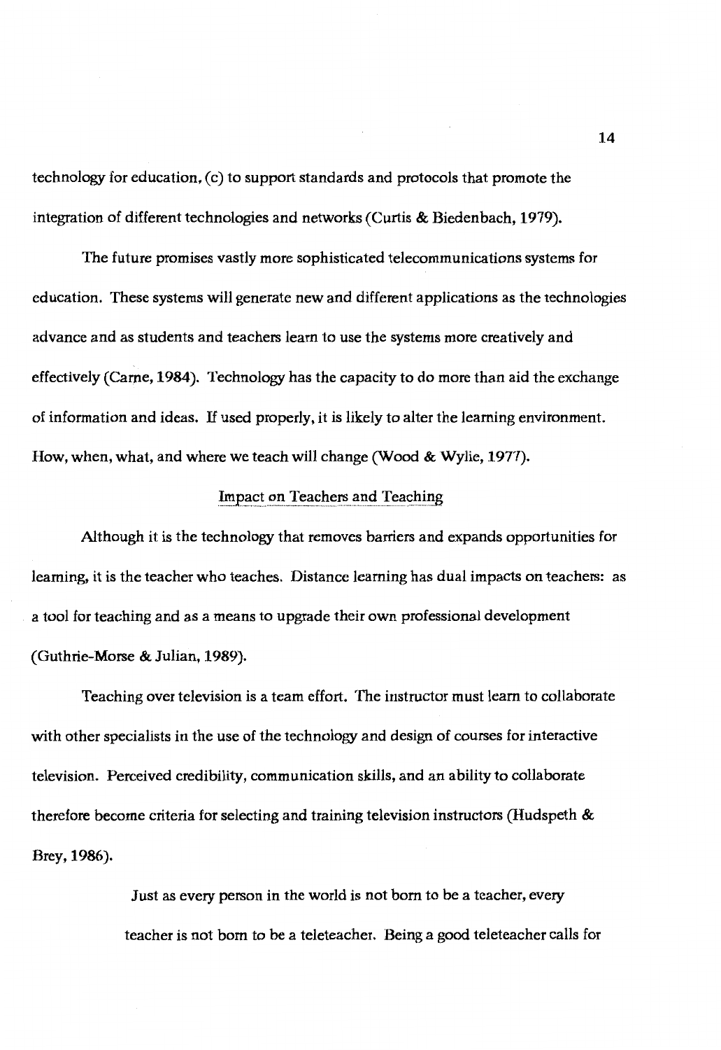technology for education, (c) to support standards and protocols that promote the integration of different technologies and networks (Curtis & Biedenbach, 1979).

The future promises vastly more sophisticated telecommunications systems for education. These systems will generate new and different applications as the technologies advance and as students and teachers learn to use the systems more creatively and effectively (Carne, 1984). Technology has the capacity to do more than aid the exchange of information and ideas. If used properly, it is likely to alter the learning environment. How, when, what, and where we teach will change (Wood & Wylie, 1977).

## Impact on Teachers and Teaching

Although it is the technology that removes barriers and expands opportunities for learning, it is the teacher who teaches. Distance learning has dual impacts on teachers: as a tool for teaching and as a means to upgrade their own professional development (Guthrie-Morse & Julian, 1989).

Teaching over television is a team effort. The instructor must learn to collaborate with other specialists in the use of the technology and design of courses for interactive television. Perceived credibility, communication skills, and an ability to collaborate therefore become criteria for selecting and training television instructors (Hudspeth & Brey, 1986).

> Just as every person in the world is not born to be a teacher, every teacher is not born to be a teleteacher. Being a good teleteacher calls for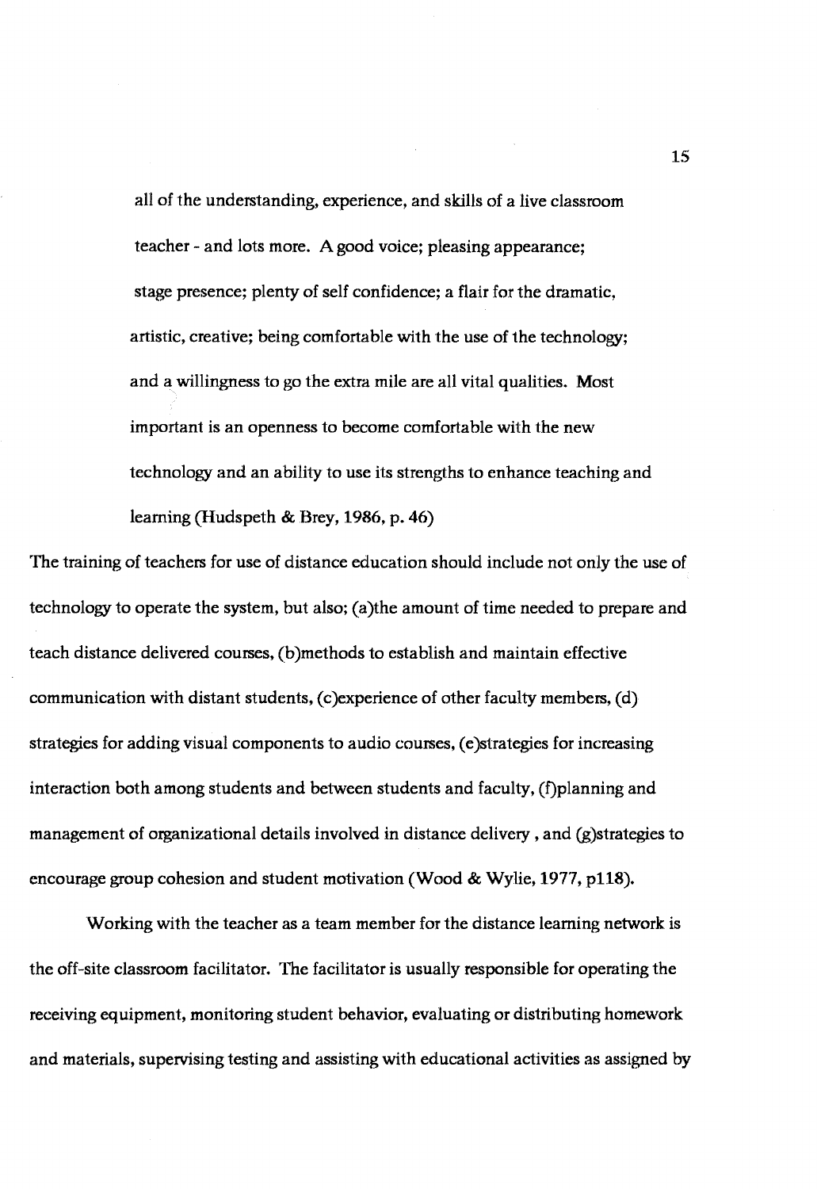> all of the understanding, experience, and skills of a live classroom teacher - and lots more. A good voice; pleasing appearance; stage presence; plenty of self confidence; a flair for the dramatic, artistic, creative; being comfortable with the use of the technology; and a willingness to go the extra mile are all vital qualities. Most important is an openness to become comfortable with the new technology and an ability to use its strengths to enhance teaching and learning (Hudspeth & Brey, 1986, p. 46)

The training of teachers for use of distance education should include not only the use of technology to operate the system, but also; (a)the amount of time needed to prepare and teach distance delivered courses, (b)methods to establish and maintain effective communication with distant students, (c)experience of other faculty members, (d) strategies for adding visual components to audio courses, (e)strategies for increasing interaction both among students and between students and faculty, (f)planning and management of organizational details involved in distance delivery , and (g)strategies to encourage group cohesion and student motivation (Wood & Wylie, 1977, p118).

Working with the teacher as a team member for the distance learning network is the off-site classroom facilitator. The facilitator is usually responsible for operating the receiving equipment, monitoring student behavior, evaluating or distributing homework and materials, supervising testing and assisting with educational activities as assigned by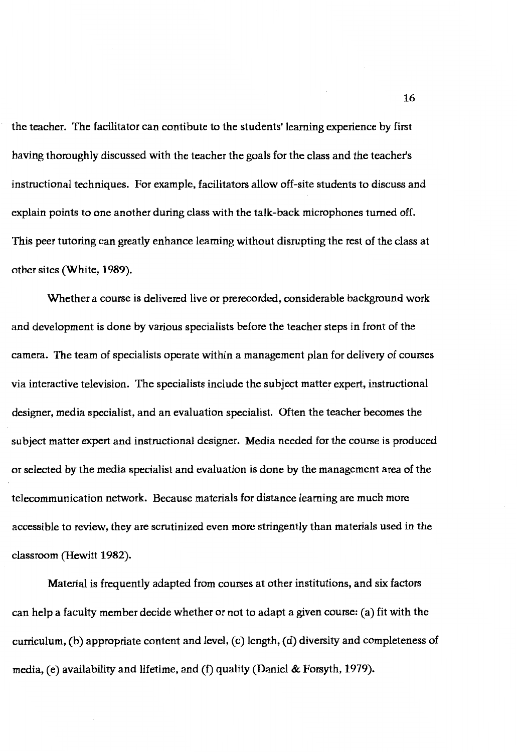the teacher. The facilitator can contibute to the students' learning experience by first having thoroughly discussed with the teacher the goals for the class and the teacher's instructional techniques. For example, facilitators allow off-site students to discuss and explain points to one another during class with the talk-back microphones turned off. This peer tutoring can greatly enhance learning without disrupting the rest of the class at other sites (White, 1989).

Whether a course is delivered live or prerecorded, considerable background work and development is done by various specialists before the teacher steps in front of the camera. The team of specialists operate within a management plan for delivery of courses via interactive television. The specialists include the subject matter expert, instructional designer, media specialist, and an evaluation specialist. Often the teacher becomes the subject matter expert and instructional designer. Media needed for the course is produced or selected by the media specialist and evaluation is done by the management area of the telecommunication network. Because materials for distance learning are much more accessible to review, they are scrutinized even more stringently than materials used in the classroom (Hewitt 1982).

Material is frequently adapted from courses at other institutions, and six factors can help a faculty member decide whether or not to adapt a given course: (a) fit with the curriculum, (b) appropriate content and level, (c) length, (d) diversity and completeness of media, (e) availability and lifetime, and (f) quality (Daniel & Forsyth, 1979).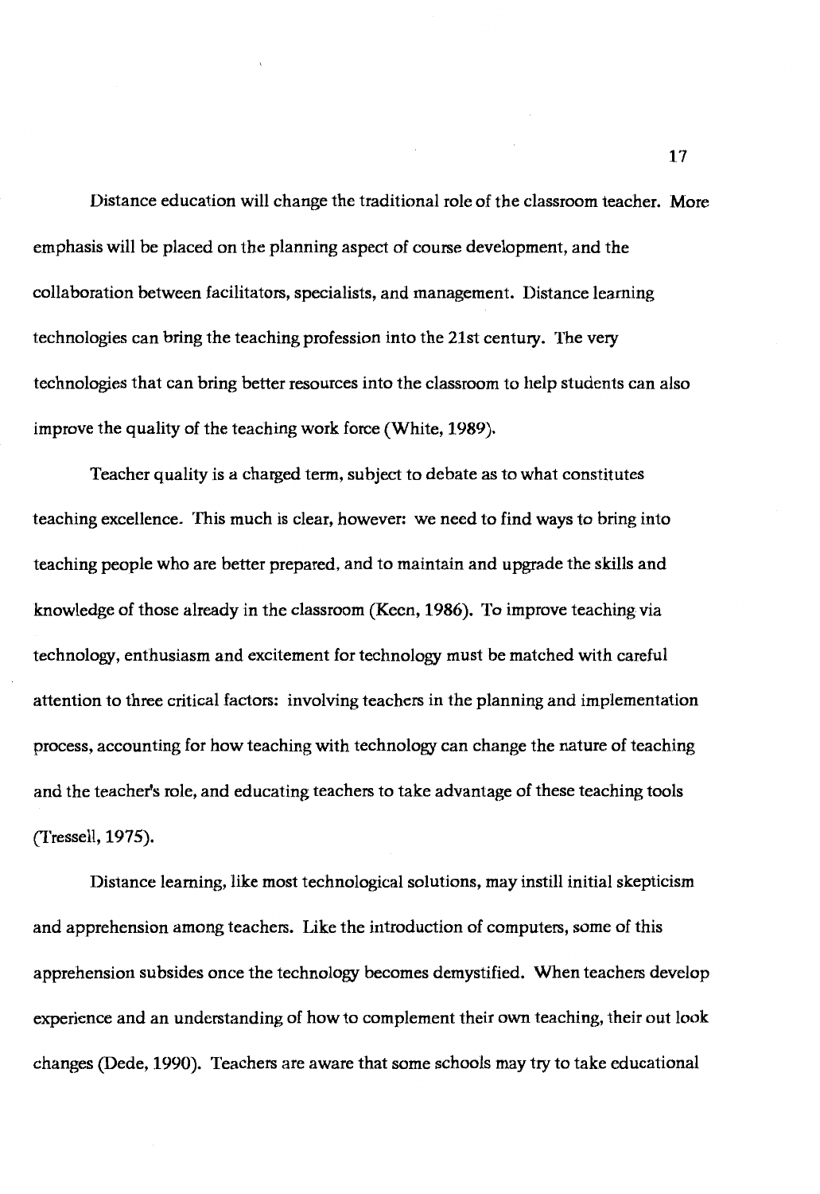Distance education will change the traditional role of the classroom teacher. More emphasis will be placed on the planning aspect of course development, and the collaboration between facilitators, specialists, and management. Distance learning technologies can bring the teaching profession into the 21st century. The very technologies that can bring better resources into the classroom to help students can also improve the quality of the teaching work force (White, 1989).

Teacher quality is a charged term, subject to debate as to what constitutes teaching excellence. This much is clear, however: we need to find ways to bring into teaching people who are better prepared, and to maintain and upgrade the skills and knowledge of those already in the classroom (Keen, 1986). To improve teaching via technology, enthusiasm and excitement for technology must be matched with careful attention to three critical factors: involving teachers in the planning and implementation process, accounting for how teaching with technology can change the nature of teaching and the teacher's role, and educating teachers to take advantage of these teaching tools (Tressell, 1975).

Distance learning, like most technological solutions, may instill initial skepticism and apprehension among teachers. Like the introduction of computers, some of this apprehension subsides once the technology becomes demystified. When teachers develop experience and an understanding of how to complement their own teaching, their out look changes (Dede, 1990). Teachers are aware that some schools may try to take educational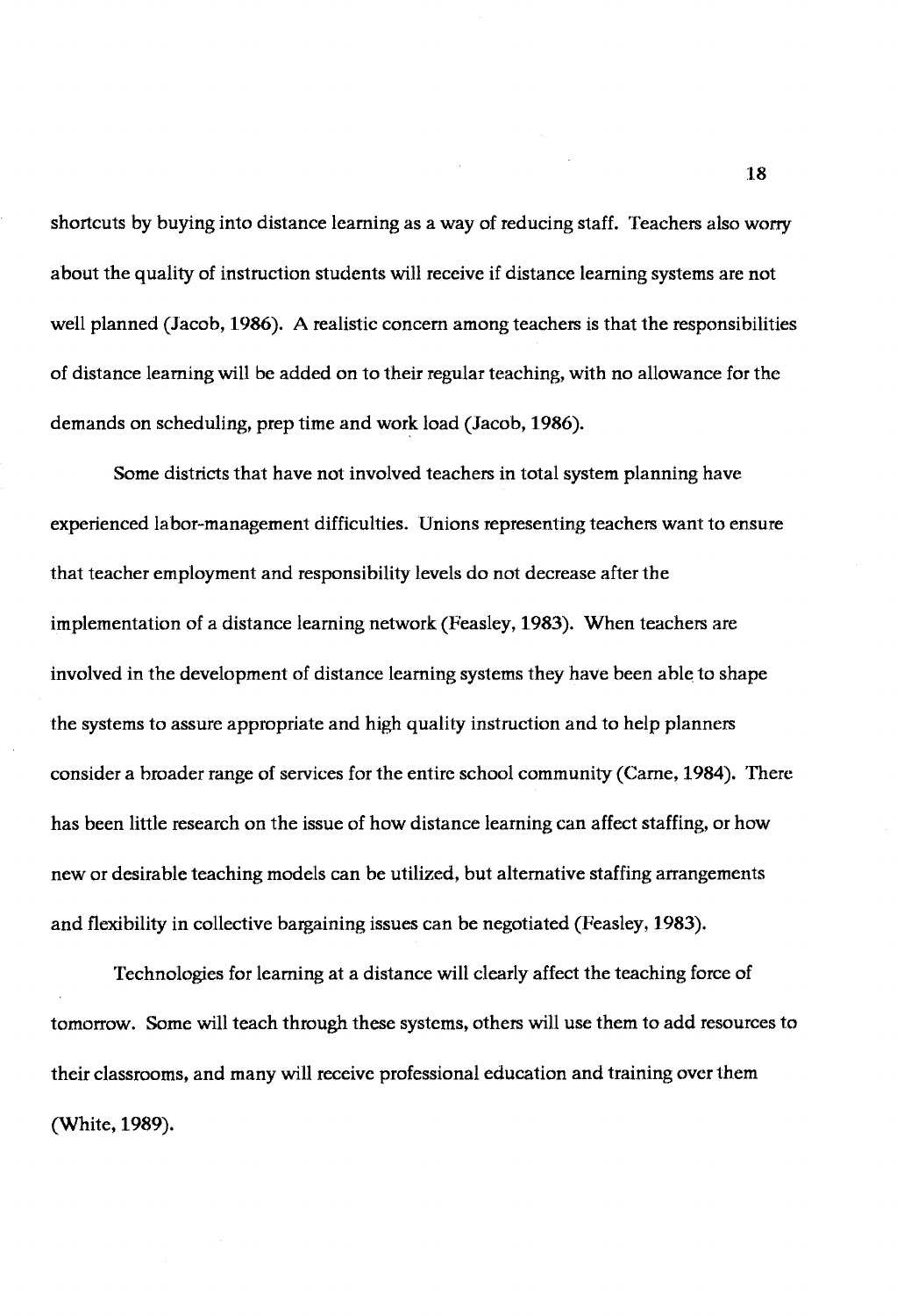shortcuts by buying into distance learning as a way of reducing staff. Teachers also worry about the quality of instruction students will receive if distance learning systems are not well planned (Jacob, 1986). A realistic concern among teachers is that the responsibilities of distance learning will be added on to their regular teaching, with no allowance for the demands on scheduling, prep time and work load (Jacob, 1986).

Some districts that have not involved teachers in total system planning have experienced labor-management difficulties. Unions representing teachers want to ensure that teacher employment and responsibility levels do not decrease after the implementation of a distance learning network (Feasley, 1983). When teachers are involved in the development of distance learning systems they have been able to shape the systems to assure appropriate and high quality instruction and to help planners consider a broader range of services for the entire school community (Carne, 1984). There has been little research on the issue of how distance learning can affect staffing, or how new or desirable teaching models can be utilized, but alternative staffing arrangements and flexibility in collective bargaining issues can be negotiated (Feasley, 1983).

Technologies for learning at a distance will clearly affect the teaching force of tomorrow. Some will teach through these systems, others will use them to add resources to their classrooms, and many will receive professional education and training over them (White, 1989).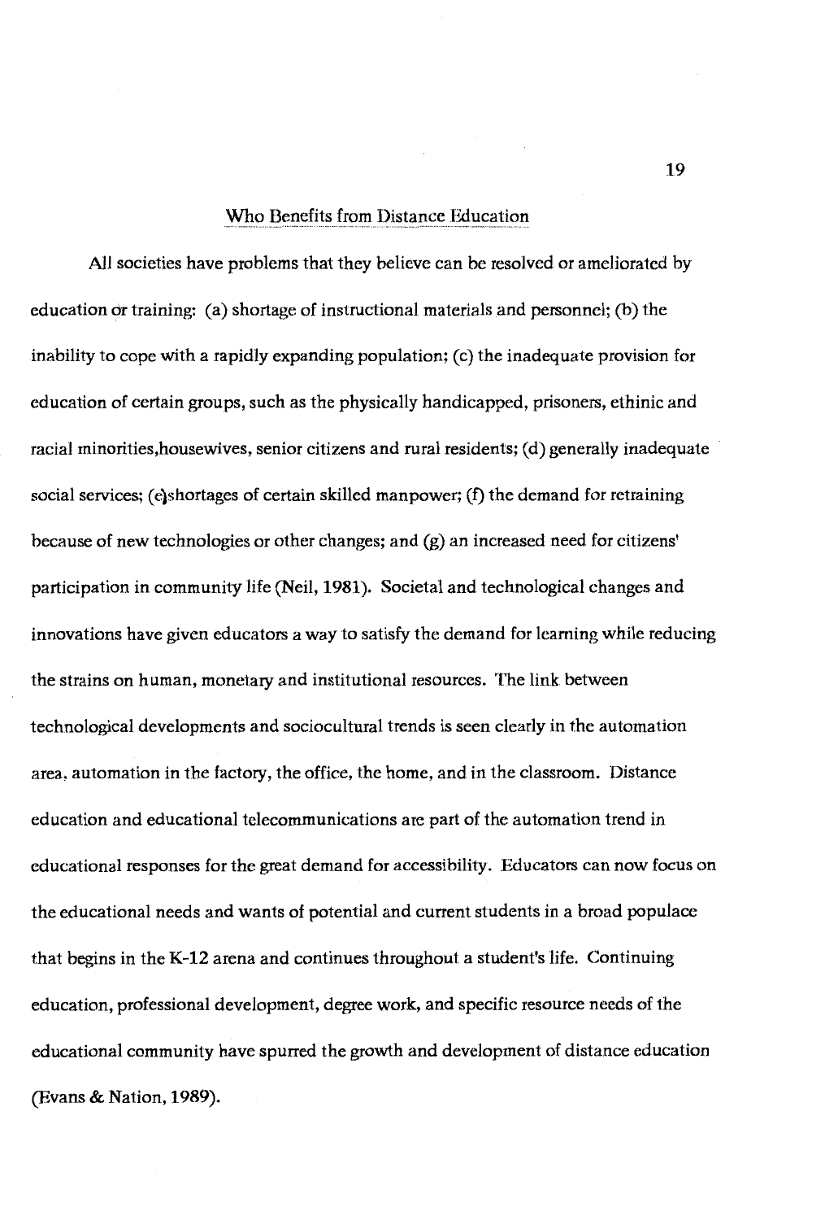## Who Benefits from Distance Education

All societies have problems that they believe can be resolved or ameliorated by education or training: (a) shortage of instructional materials and personnel; (b) the inability to cope with a rapidly expanding population; (c) the inadequate provision for education of certain groups, such as the physically handicapped, prisoners, ethinic and racial minorities,housewives, senior citizens and rural residents; (d) generally inadequate social services; (e)shortages of certain skilled manpower; (f) the demand for retraining because of new technologies or other changes; and (g) an increased need for citizens' participation in community life (Neil, 1981). Societal and technological changes and innovations have given educators a way to satisfy the demand for learning while reducing the strains on human, monetary and institutional resources. The link between technological developments and sociocultural trends is seen clearly in the automation area, automation in the factory, the office, the home, and in the classroom. Distance education and educational telecommunications are part of the automation trend in educational responses for the great demand for accessibility. Educators can now focus on the educational needs and wants of potential and current students in a broad populace that begins in the K-12 arena and continues throughout a student's life. Continuing education, professional development, degree work, and specific resource needs of the educational community have spurred the growth and development of distance education (Evans & Nation, 1989).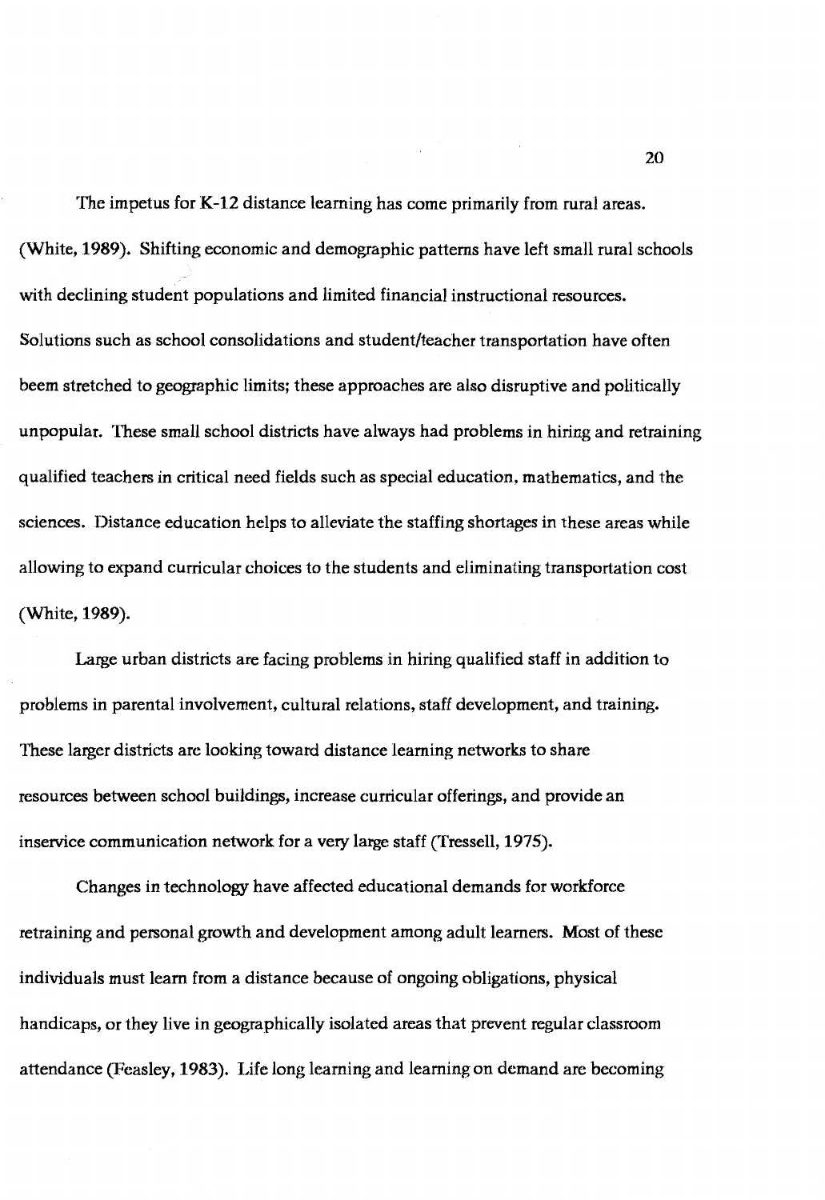The impetus for K-12 distance learning has come primarily from rural areas. (White, 1989). Shifting economic and demographic patterns have left small rural schools with declining student populations and limited financial instructional resources. Solutions such as school consolidations and student/teacher transportation have often beem stretched to geographic limits; these approaches are also disruptive and politically unpopular. These small school districts have always had problems in hiring and retraining qualified teachers in critical need fields such as special education, mathematics, and the sciences. Distance education helps to alleviate the staffing shortages in these areas while allowing to expand curricular choices to the students and eliminating transportation cost (White, 1989).

Large urban districts are facing problems in hiring qualified staff in addition to problems in parental involvement, cultural relations, staff development, and training. These larger districts are looking toward distance learning networks to share resources between school buildings, increase curricular offerings, and provide an inservice communication network for a very large staff (Tressell, 1975).

Changes in technology have affected educational demands for workforce retraining and personal growth and development among adult learners. Most of these individuals must learn from a distance because of ongoing obligations, physical handicaps, or they live in geographically isolated areas that prevent regular classroom attendance (Feasley, 1983). Life long learning and learning on demand are becoming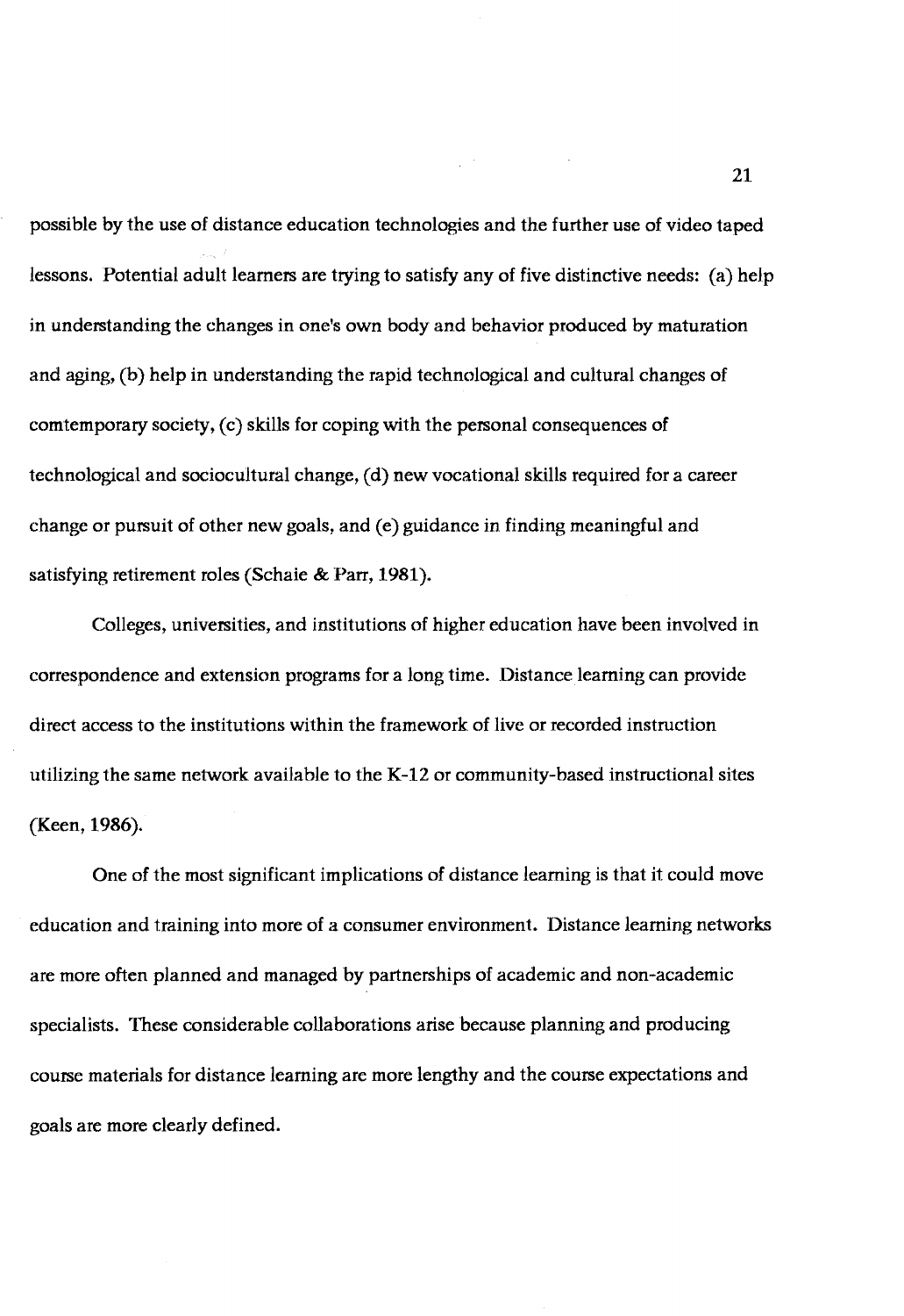possible by the use of distance education technologies and the further use of video taped lessons. Potential adult learners are trying to satisfy any of five distinctive needs: (a) help in understanding the changes in one's own body and behavior produced by maturation and aging, (b) help in understanding the rapid technological and cultural changes of comtemporary society, (c) skills for coping with the personal consequences of technological and sociocultural change, (d) new vocational skills required for a career change or pursuit of other new goals, and (e) guidance in finding meaningful and satisfying retirement roles (Schaie & Parr, 1981).

Colleges, universities, and institutions of higher education have been involved in correspondence and extension programs for a long time. Distance learning can provide direct access to the institutions within the framework of live or recorded instruction utilizing the same network available to the K-12 or community-based instructional sites (Keen, 1986).

One of the most significant implications of distance learning is that it could move education and training into more of a consumer environment. Distance learning networks are more often planned and managed by partnerships of academic and non-academic specialists. These considerable collaborations arise because planning and producing course materials for distance learning are more lengthy and the course expectations and goals are more clearly defined.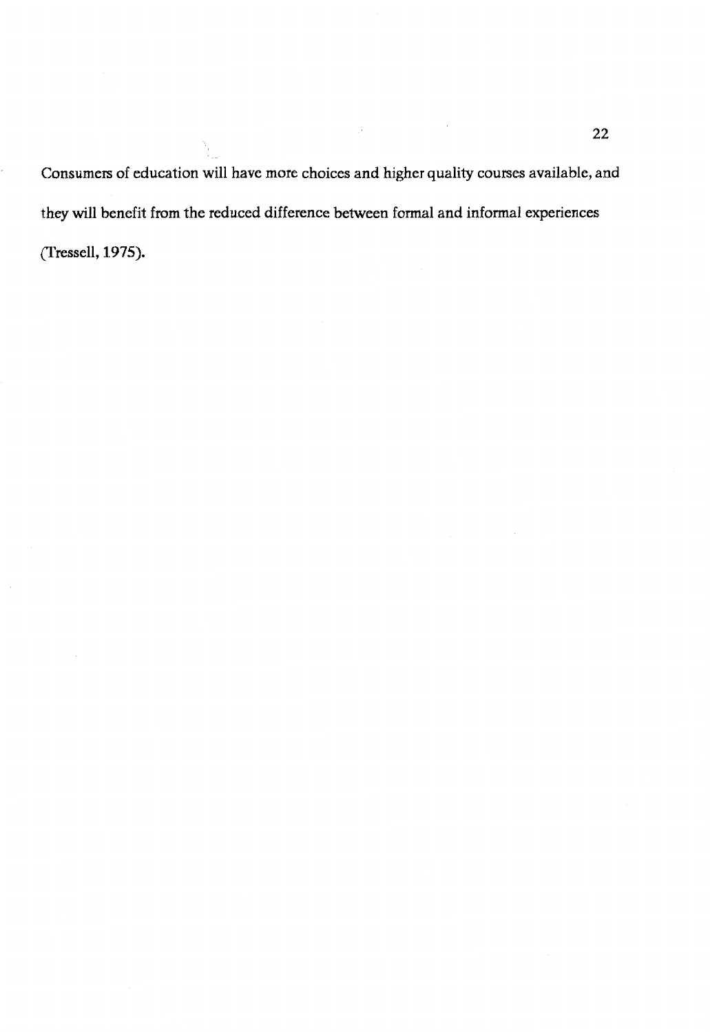Consumers of education will have more choices and higher quality courses available, and they will benefit from the reduced difference between formal and informal experiences (Tressell, 1975).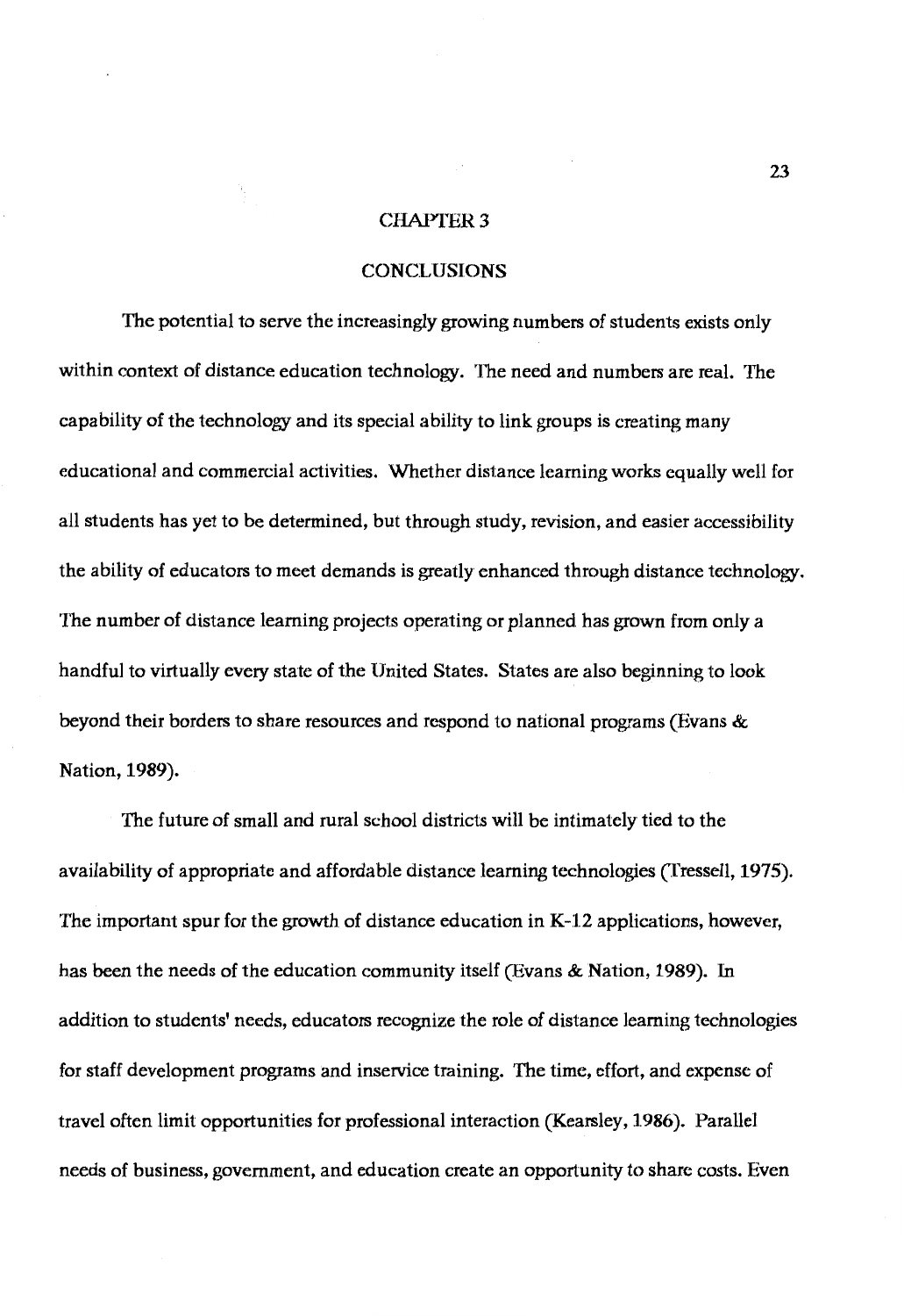# CHAPTER 3

## CONCLUSIONS

The potential to serve the increasingly growing numbers of students exists only within context of distance education technology. The need and numbers are real. The capability of the technology and its special ability to link groups is creating many educational and commercial activities. Whether distance learning works equally well for all students has yet to be determined, but through study, revision, and easier accessibility the ability of educators to meet demands is greatly enhanced through distance technology. The number of distance learning projects operating or planned has grown from only a handful to virtually every state of the United States. States are also beginning to look beyond their borders to share resources and respond to national programs (Evans & Nation, 1989).

The future of small and rural school districts will be intimately tied to the availability of appropriate and affordable distance learning technologies (Tressell, 1975). The important spur for the growth of distance education in K-12 applications, however, has been the needs of the education community itself (Evans & Nation, 1989). In addition to students' needs, educators recognize the role of distance learning technologies for staff development programs and inservice training. The time, effort, and expense of travel often limit opportunities for professional interaction (Kearsley, 1986). Parallel needs of business, government, and education create an opportunity to share costs. Even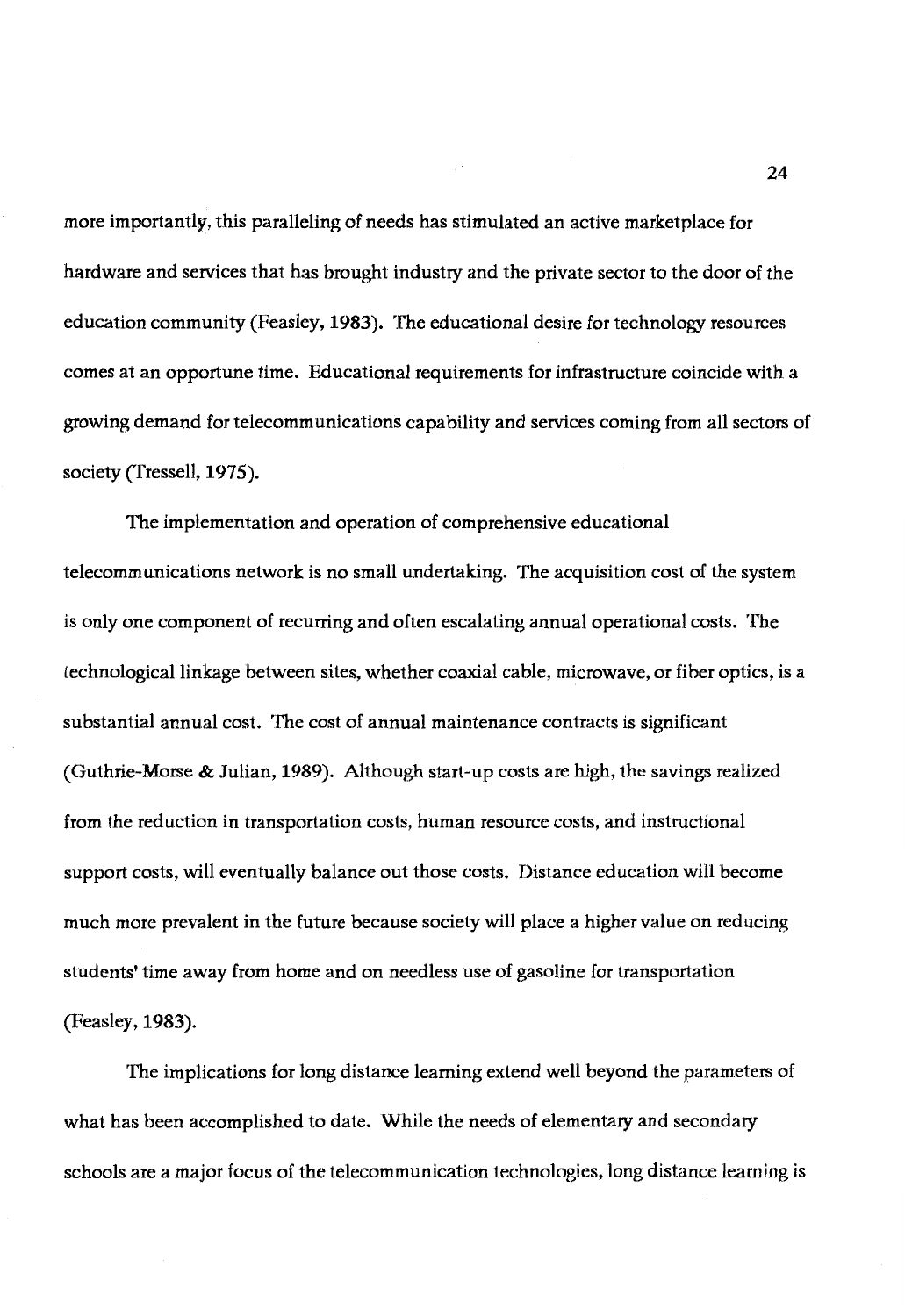more importantly, this paralleling of needs has stimulated an active marketplace for hardware and services that has brought industry and the private sector to the door of the education community (Feasley, 1983). The educational desire for technology resources comes at an opportune time. Educational requirements for infrastructure coincide with a growing demand for telecommunications capability and services coming from all sectors of society (Tressell, 1975).

The implementation and operation of comprehensive educational telecommunications network is no small undertaking. The acquisition cost of the system is only one component of recurring and often escalating annual operational costs. The technological linkage between sites, whether coaxial cable, microwave, or fiber optics, is a substantial annual cost. The cost of annual maintenance contracts is significant (Guthrie-Morse & Julian, 1989). Although start-up costs are high, the savings realized from the reduction in transportation costs, human resource costs, and instructional support costs, will eventually balance out those costs. Distance education will become much more prevalent in the future because society will place a higher value on reducing students' time away from home and on needless use of gasoline for transportation (Feasley, 1983).

The implications for long distance learning extend well beyond the parameters of what has been accomplished to date. While the needs of elementary and secondary schools are a major focus of the telecommunication technologies, long distance learning is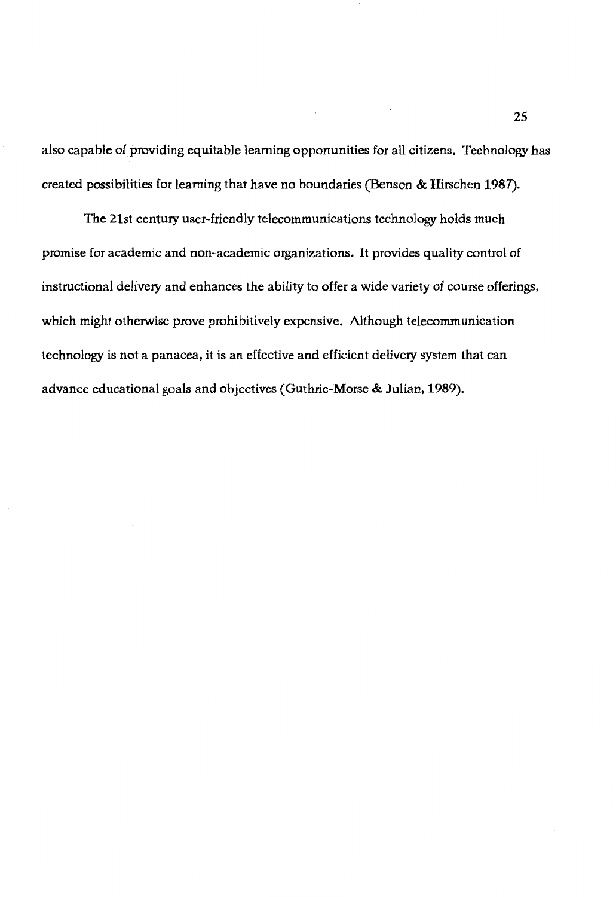also capable of providing equitable learning opportunities for all citizens. Technology has created possibilities for learning that have no boundaries (Benson & Hirschen 1987).

The 21st century user-friendly telecommunications technology holds much promise for academic and non-academic organizations. It provides quality control of instructional delivery and enhances the ability to offer a wide variety of course offerings, which might otherwise prove prohibitively expensive. Although telecommunication technology is not a panacea, it is an effective and efficient delivery system that can advance educational goals and objectives (Guthrie-Morse & Julian, 1989).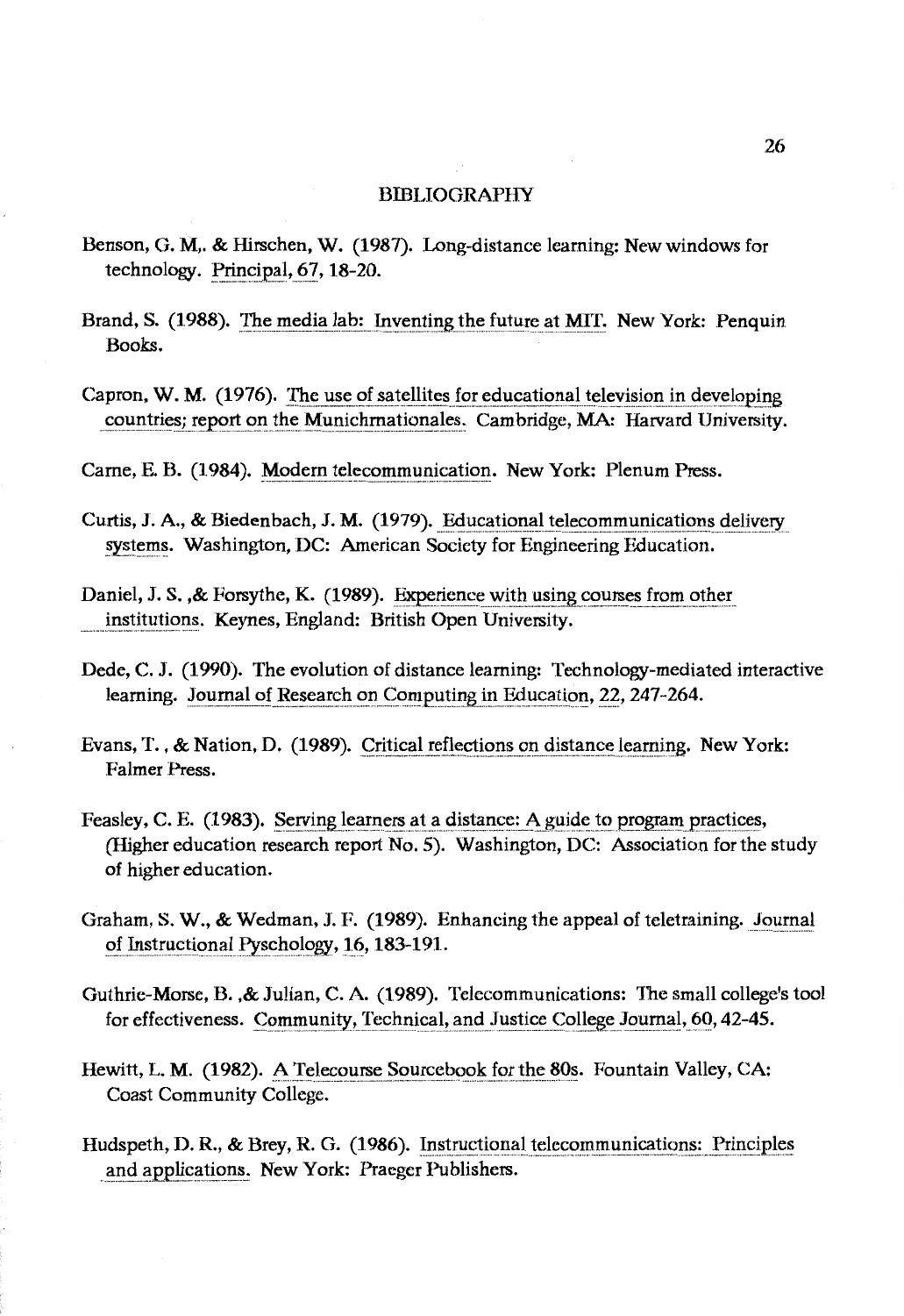# BIBLIOGRAPHY

Benson, G. M,. & Hirschen, W. (1987). Long-distance learning: New windows for technology. Principal, 67, 18-20.

Brand, S. (1988). The media lab: Inventing the future at MIT. New York: Penquin Books.

Capron, W. M. (1976). The use of satellites for educational television in developing countries; report on the Munichmationales. Cambridge, MA: Harvard University.

Carne, E. B. (1984). Modern telecommunication. New York: Plenum Press.

Curtis, J. A., & Biedenbach, J. M. (1979). Educational telecommunications delivery systems. Washington, DC: American Society for Engineering Education.

Daniel, J. S. ,& Forsythe, K. (1989). Experience with using courses from other institutions. Keynes, England: British Open University.

Dede, C. J. (1990). The evolution of distance learning: Technology-mediated interactive learning. Journal of Research on Computing in Education, 22, 247-264.

Evans, T. , & Nation, D. (1989). Critical reflections on distance learning. New York: Falmer Press.

Feasley, C. E. (1983). Serving learners at a distance: A guide to program practices, (Higher education research report No. 5). Washington, DC: Association for the study of higher education.

Graham, S. W., & Wedman, J. F. (1989). Enhancing the appeal of teletraining. Journal of Instructional Pyschology, 16, 183-191.

Guthrie-Morse, B. ,& Julian, C. A. (1989). Telecommunications: The small college's tool for effectiveness. Community, Technical, and Justice College Journal, 60, 42-45.

Hewitt, L. M. (1982). A Telecourse Sourcebook for the 80s. Fountain Valley, CA: Coast Community College.

Hudspeth, D. R., & Brey, R. G. (1986). Instructional telecommunications: Principles and applications. New York: Praeger Publishers.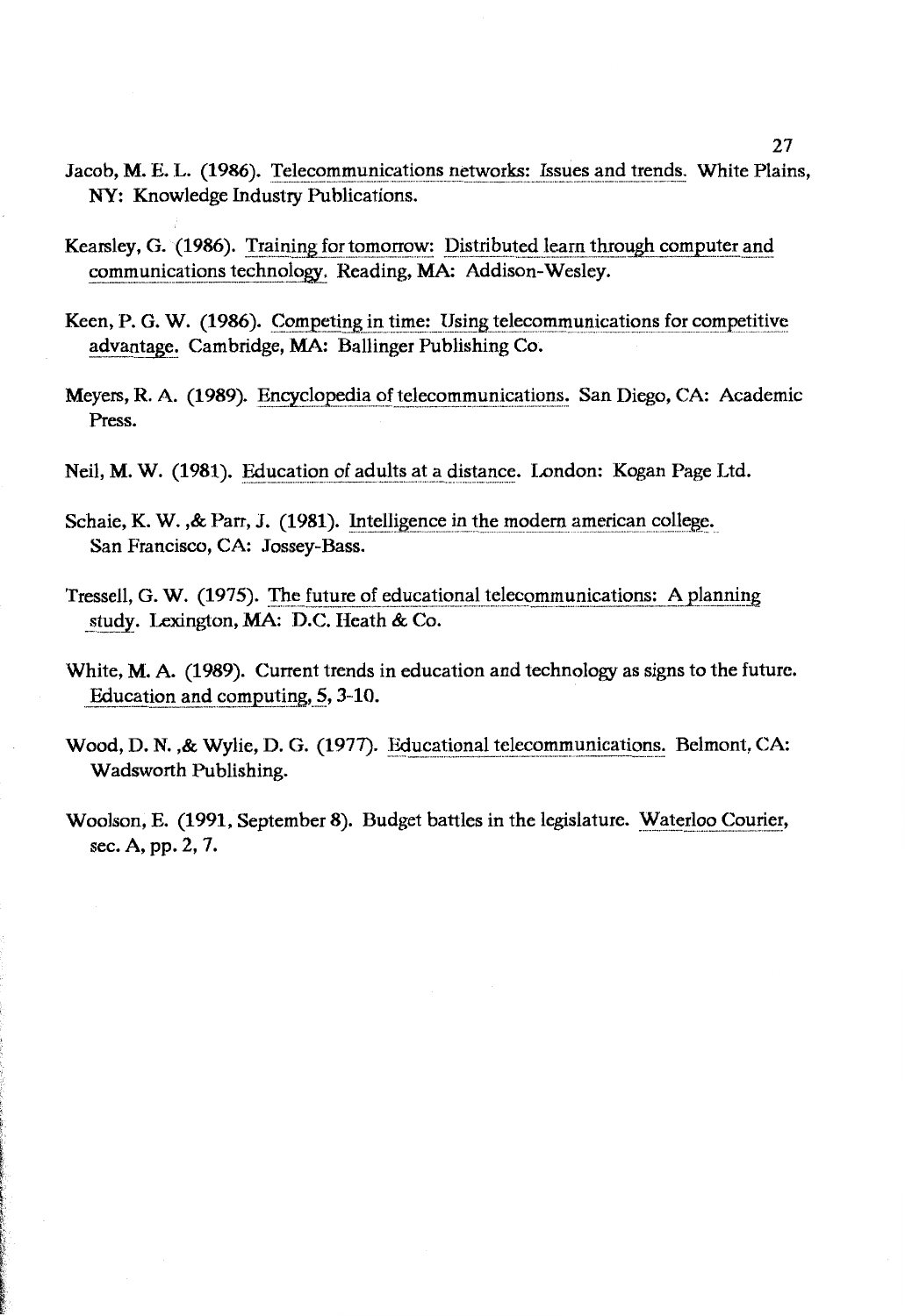Jacob, M. E. L. (1986). Telecommunications networks: Issues and trends. White Plains, NY: Knowledge Industry Publications.

Kearsley, G. (1986). Training for tomorrow: Distributed learn through computer and communications technology. Reading, MA: Addison-Wesley.

Keen, P. G. W. (1986). Competing in time: Using telecommunications for competitive advantage. Cambridge, MA: Ballinger Publishing Co.

Meyers, R. A. (1989). Encyclopedia of telecommunications. San Diego, CA: Academic Press.

Neil, M. W. (1981). Education of adults at a distance. London: Kogan Page Ltd.

Schaie, K. W. ,& Parr, J. (1981). Intelligence in the modern american college. San Francisco, CA: Jossey-Bass.

Tressell, G. W. (1975). The future of educational telecommunications: A planning study. Lexington, MA: D.C. Heath & Co.

White, M. A. (1989). Current trends in education and technology as signs to the future. Education and computing, 5, 3-10.

Wood, D. N. ,& Wylie, D. G. (1977). Educational telecommunications. Belmont, CA: Wadsworth Publishing.

Woolson, E. (1991, September 8). Budget battles in the legislature. Waterloo Courier, sec. A, pp. 2, 7.